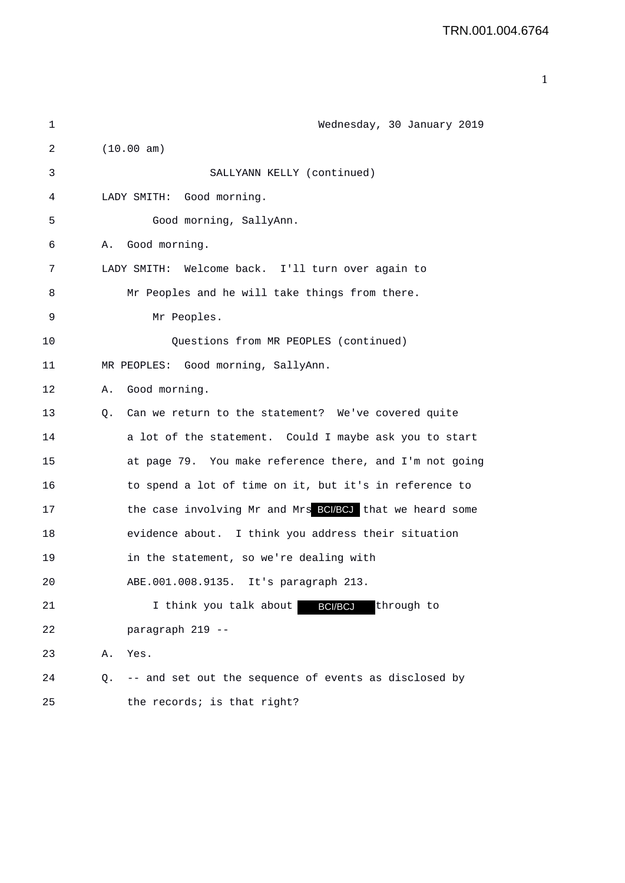Wednesday, 30 January 2019

(10.00 am)

SALLYANN KELLY (continued)

LADY SMITH: Good morning.

Good morning, SallyAnn.

A. Good morning.

LADY SMITH: Welcome back. I'll turn over again to Mr Peoples and he will take things from there.

Mr Peoples.

Questions from MR PEOPLES (continued)

MR PEOPLES: Good morning, SallyAnn.

A. Good morning.

Q. Can we return to the statement? We've covered quite a lot of the statement. Could I maybe ask you to start at page 79. You make reference there, and I'm not going to spend a lot of time on it, but it's in reference to the case involving Mr and Mrs BCI/BCJ that we heard some evidence about. I think you address their situation in the statement, so we're dealing with ABE.001.008.9135. It's paragraph 213.

I think you talk about BCI/BCJ through to paragraph 219 --

A. Yes.

Q. -- and set out the sequence of events as disclosed by the records; is that right?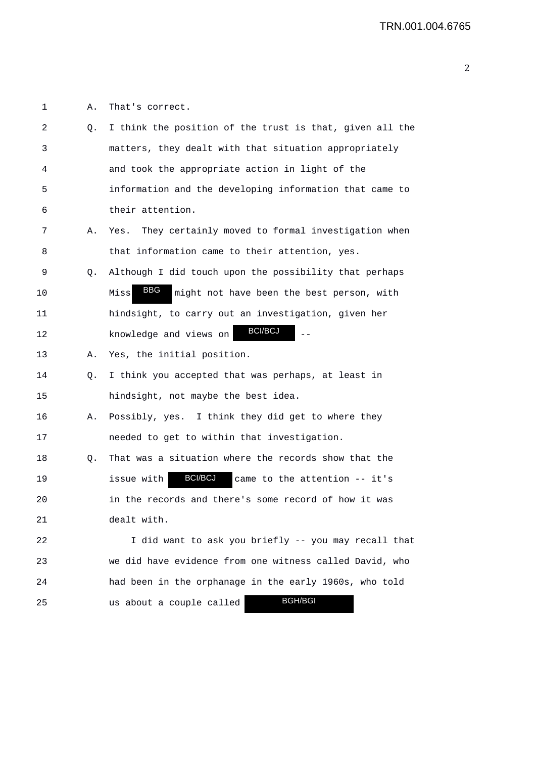1 A. That's correct.

2 Q. I think the position of the trust is that, given all the

3 matters, they dealt with that situation appropriately

4 and took the appropriate action in light of the

5 information and the developing information that came to

6 their attention.

7 A. Yes. They certainly moved to formal investigation when

8 that information came to their attention, yes.

9 Q. Although I did touch upon the possibility that perhaps

10 Miss BBG might not have been the best person, with

11 hindsight, to carry out an investigation, given her

12 knowledge and views on BCI/BCJ --

13 A. Yes, the initial position.

14 Q. I think you accepted that was perhaps, at least in

15 hindsight, not maybe the best idea.

16 A. Possibly, yes. I think they did get to where they

17 needed to get to within that investigation.

18 Q. That was a situation where the records show that the

19 issue with BCI/BCJ came to the attention -- it's

20 in the records and there's some record of how it was

21 dealt with.

22 I did want to ask you briefly -- you may recall that

23 we did have evidence from one witness called David, who

24 had been in the orphanage in the early 1960s, who told

25 us about a couple called BGH/BGI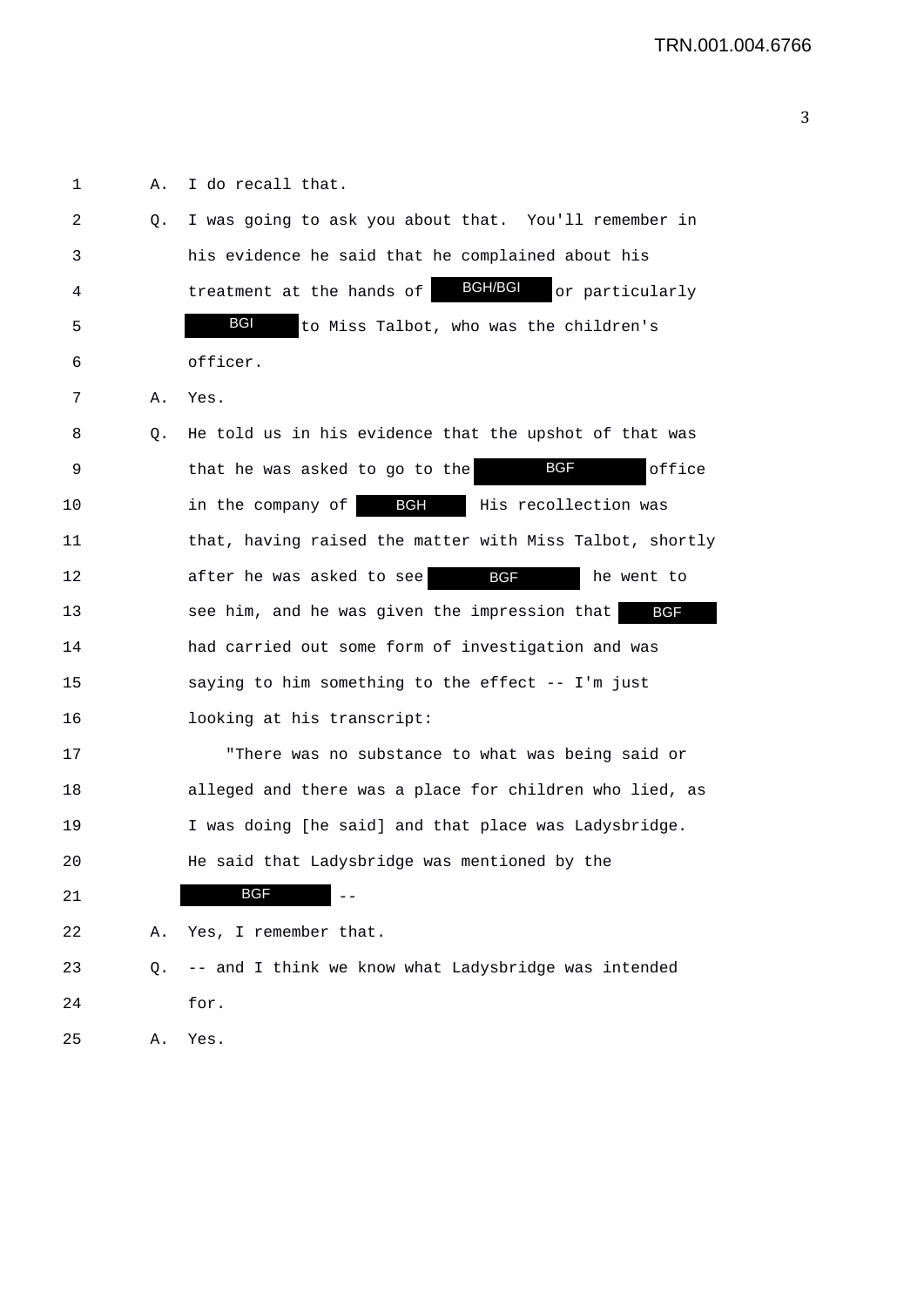1 A. I do recall that.

2 Q. I was going to ask you about that. You'll remember in

3 his evidence he said that he complained about his

4 treatment at the hands of BGH/BGI or particularly

5 BGI to Miss Talbot, who was the children's

6 officer.

7 A. Yes.

8 Q. He told us in his evidence that the upshot of that was

9 that he was asked to go to the BGF office

10 in the company of BGH His recollection was

11 that, having raised the matter with Miss Talbot, shortly

12 after he was asked to see BGF he went to

13 see him, and he was given the impression that BGF

14 had carried out some form of investigation and was

15 saying to him something to the effect -- I'm just

16 looking at his transcript:

17 "There was no substance to what was being said or

18 alleged and there was a place for children who lied, as

19 I was doing [he said] and that place was Ladysbridge.

20 He said that Ladysbridge was mentioned by the

21 BGF --

22 A. Yes, I remember that.

23 Q. -- and I think we know what Ladysbridge was intended

24 for.

25 A. Yes.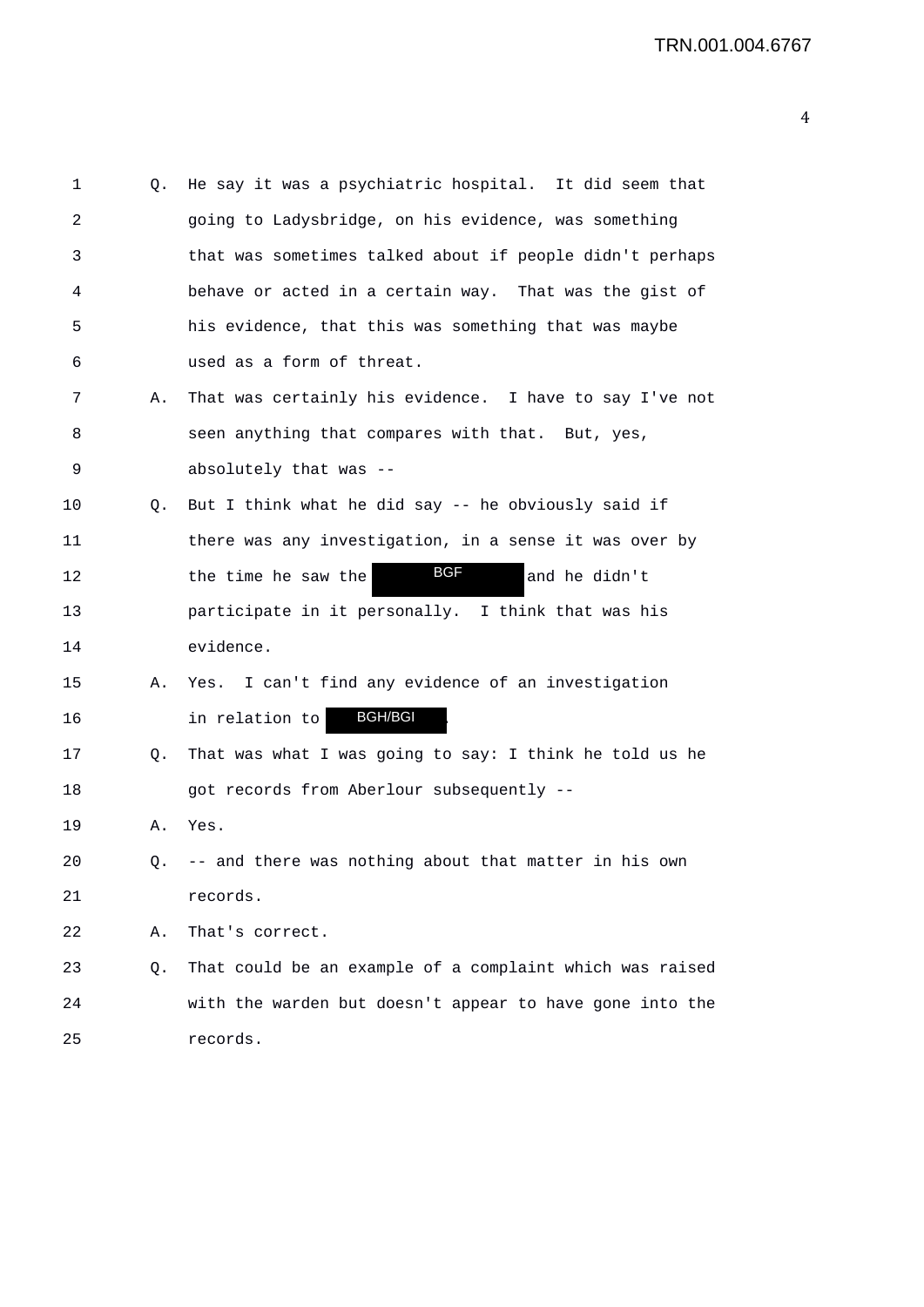1 Q. He say it was a psychiatric hospital. It did seem that
2 going to Ladysbridge, on his evidence, was something
3 that was sometimes talked about if people didn't perhaps
4 behave or acted in a certain way. That was the gist of
5 his evidence, that this was something that was maybe
6 used as a form of threat.
7 A. That was certainly his evidence. I have to say I've not
8 seen anything that compares with that. But, yes,
9 absolutely that was --
10 Q. But I think what he did say -- he obviously said if
11 there was any investigation, in a sense it was over by
12 the time he saw the BGF and he didn't
13 participate in it personally. I think that was his
14 evidence.
15 A. Yes. I can't find any evidence of an investigation
16 in relation to BGH/BGI.
17 Q. That was what I was going to say: I think he told us he
18 got records from Aberlour subsequently --
19 A. Yes.
20 Q. -- and there was nothing about that matter in his own
21 records.
22 A. That's correct.
23 Q. That could be an example of a complaint which was raised
24 with the warden but doesn't appear to have gone into the
25 records.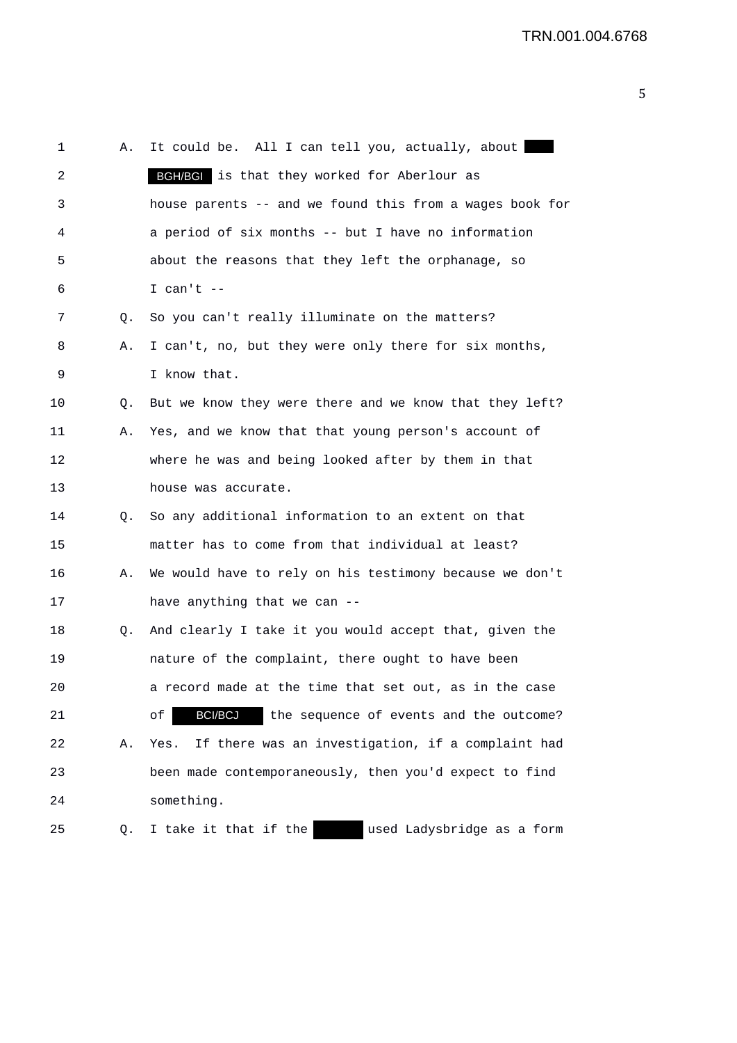1 A. It could be. All I can tell you, actually, about [REDACTED]

2 BGH/BGI is that they worked for Aberlour as

3 house parents -- and we found this from a wages book for

4 a period of six months -- but I have no information

5 about the reasons that they left the orphanage, so

6 I can't --

7 Q. So you can't really illuminate on the matters?

8 A. I can't, no, but they were only there for six months,

9 I know that.

10 Q. But we know they were there and we know that they left?

11 A. Yes, and we know that that young person's account of

12 where he was and being looked after by them in that

13 house was accurate.

14 Q. So any additional information to an extent on that

15 matter has to come from that individual at least?

16 A. We would have to rely on his testimony because we don't

17 have anything that we can --

18 Q. And clearly I take it you would accept that, given the

19 nature of the complaint, there ought to have been

20 a record made at the time that set out, as in the case

21 of BCI/BCJ the sequence of events and the outcome?

22 A. Yes. If there was an investigation, if a complaint had

23 been made contemporaneously, then you'd expect to find

24 something.

25 Q. I take it that if the [REDACTED] used Ladysbridge as a form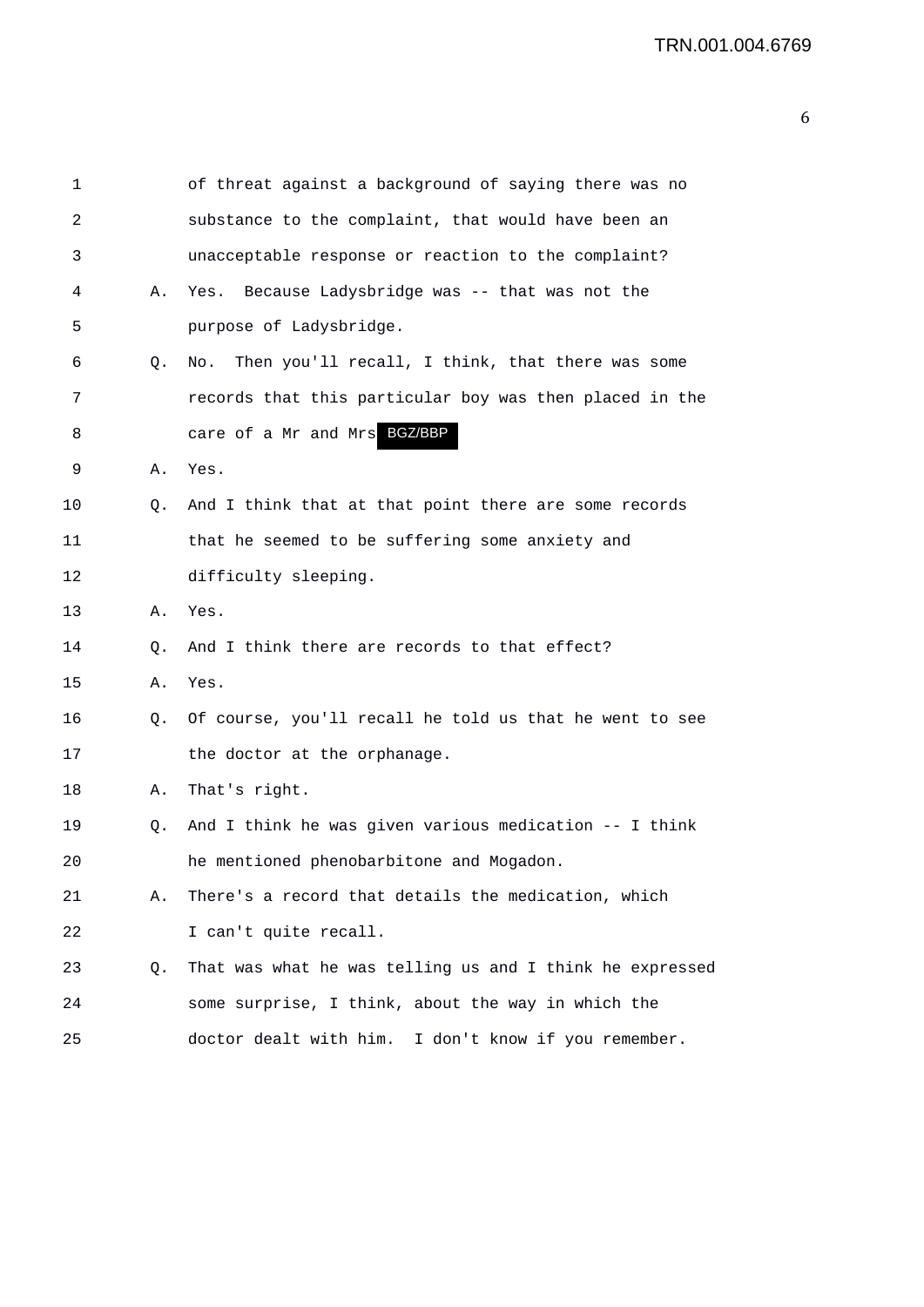1 of threat against a background of saying there was no
2 substance to the complaint, that would have been an
3 unacceptable response or reaction to the complaint?

4 A. Yes. Because Ladysbridge was -- that was not the
5 purpose of Ladysbridge.

6 Q. No. Then you'll recall, I think, that there was some
7 records that this particular boy was then placed in the
8 care of a Mr and Mrs BGZ/BBP

9 A. Yes.

10 Q. And I think that at that point there are some records
11 that he seemed to be suffering some anxiety and
12 difficulty sleeping.

13 A. Yes.

14 Q. And I think there are records to that effect?

15 A. Yes.

16 Q. Of course, you'll recall he told us that he went to see
17 the doctor at the orphanage.

18 A. That's right.

19 Q. And I think he was given various medication -- I think
20 he mentioned phenobarbitone and Mogadon.

21 A. There's a record that details the medication, which
22 I can't quite recall.

23 Q. That was what he was telling us and I think he expressed
24 some surprise, I think, about the way in which the
25 doctor dealt with him. I don't know if you remember.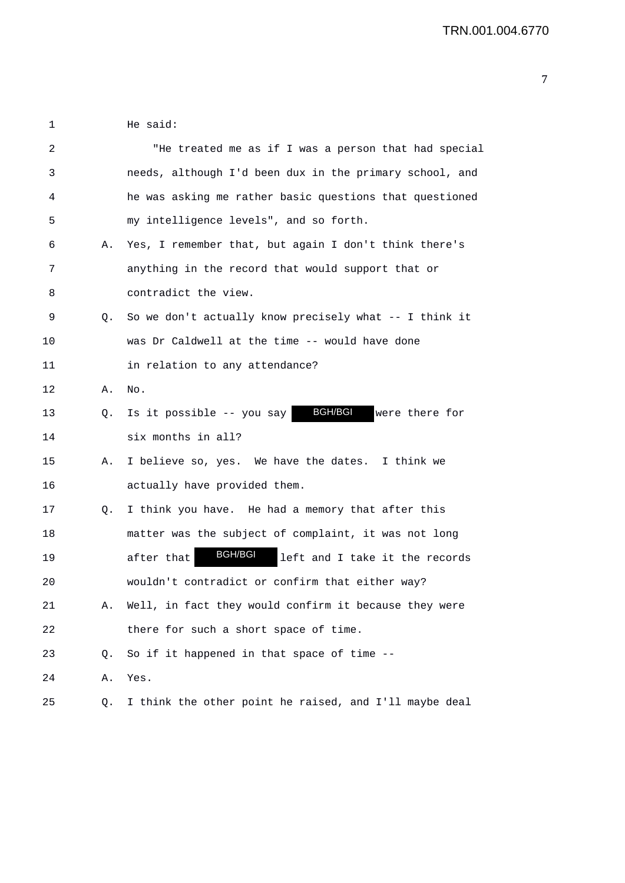1 He said:

2 "He treated me as if I was a person that had special

3 needs, although I'd been dux in the primary school, and

4 he was asking me rather basic questions that questioned

5 my intelligence levels", and so forth.

6 A. Yes, I remember that, but again I don't think there's

7 anything in the record that would support that or

8 contradict the view.

9 Q. So we don't actually know precisely what -- I think it

10 was Dr Caldwell at the time -- would have done

11 in relation to any attendance?

12 A. No.

13 Q. Is it possible -- you say BGH/BGI were there for

14 six months in all?

15 A. I believe so, yes. We have the dates. I think we

16 actually have provided them.

17 Q. I think you have. He had a memory that after this

18 matter was the subject of complaint, it was not long

19 after that BGH/BGI left and I take it the records

20 wouldn't contradict or confirm that either way?

21 A. Well, in fact they would confirm it because they were

22 there for such a short space of time.

23 Q. So if it happened in that space of time --

24 A. Yes.

25 Q. I think the other point he raised, and I'll maybe deal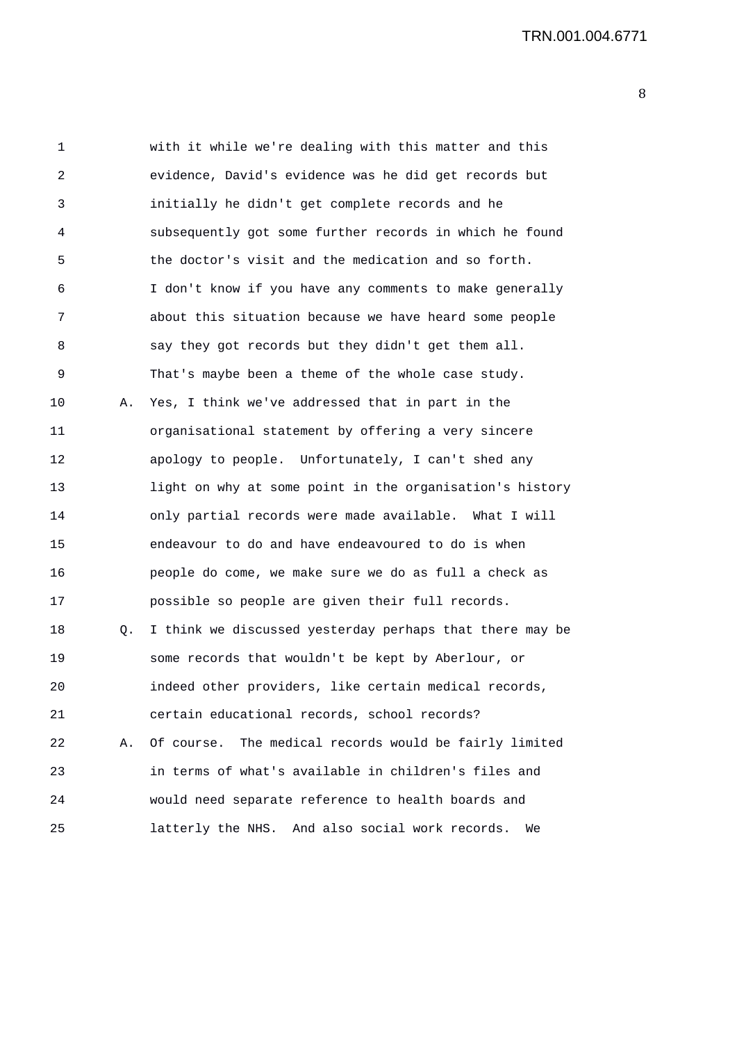with it while we're dealing with this matter and this evidence, David's evidence was he did get records but initially he didn't get complete records and he subsequently got some further records in which he found the doctor's visit and the medication and so forth. I don't know if you have any comments to make generally about this situation because we have heard some people say they got records but they didn't get them all. That's maybe been a theme of the whole case study.

A. Yes, I think we've addressed that in part in the organisational statement by offering a very sincere apology to people. Unfortunately, I can't shed any light on why at some point in the organisation's history only partial records were made available. What I will endeavour to do and have endeavoured to do is when people do come, we make sure we do as full a check as possible so people are given their full records.

Q. I think we discussed yesterday perhaps that there may be some records that wouldn't be kept by Aberlour, or indeed other providers, like certain medical records, certain educational records, school records?

A. Of course. The medical records would be fairly limited in terms of what's available in children's files and would need separate reference to health boards and latterly the NHS. And also social work records. We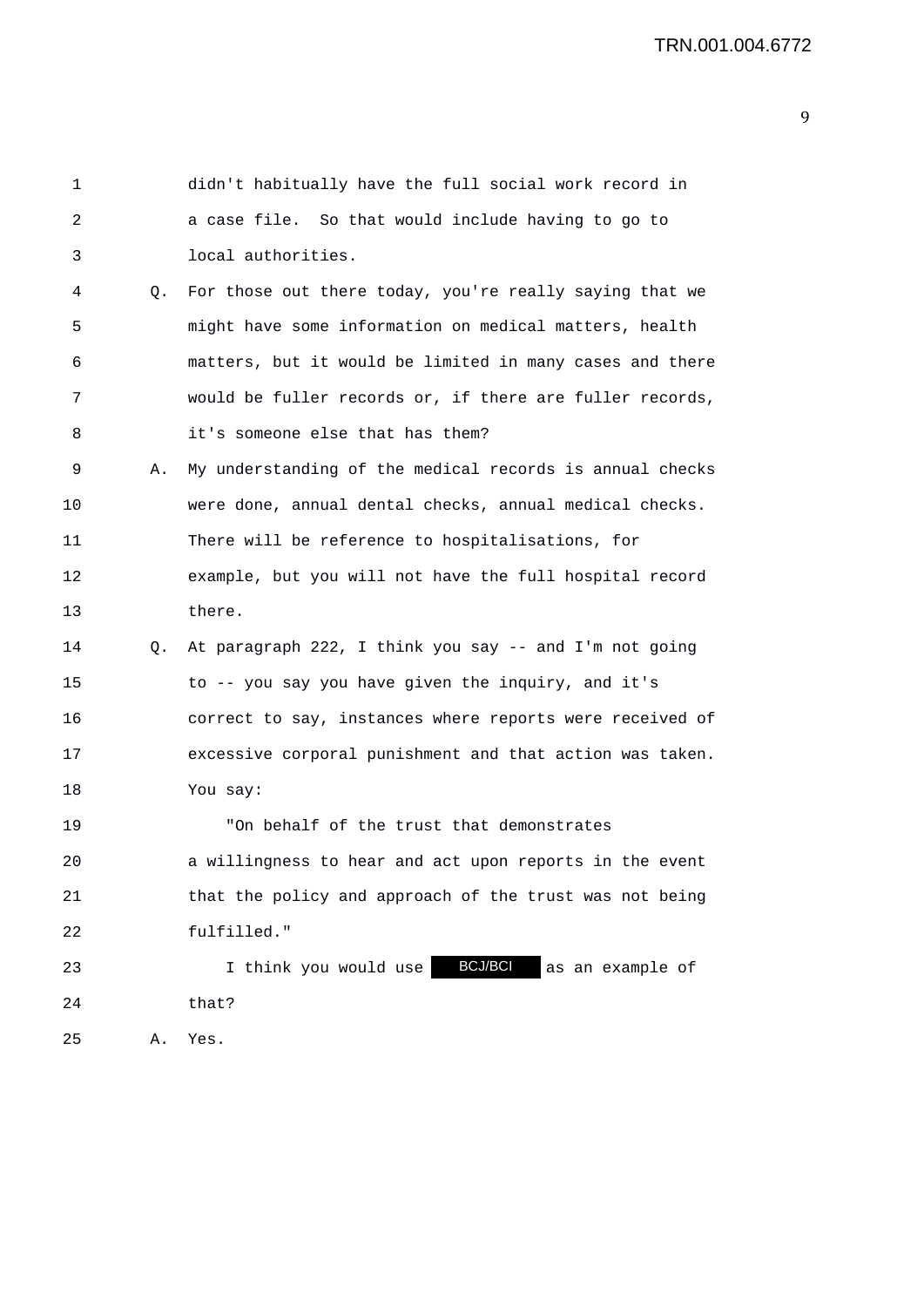didn't habitually have the full social work record in a case file. So that would include having to go to local authorities.

Q. For those out there today, you're really saying that we might have some information on medical matters, health matters, but it would be limited in many cases and there would be fuller records or, if there are fuller records, it's someone else that has them?

A. My understanding of the medical records is annual checks were done, annual dental checks, annual medical checks. There will be reference to hospitalisations, for example, but you will not have the full hospital record there.

Q. At paragraph 222, I think you say -- and I'm not going to -- you say you have given the inquiry, and it's correct to say, instances where reports were received of excessive corporal punishment and that action was taken. You say:

"On behalf of the trust that demonstrates a willingness to hear and act upon reports in the event that the policy and approach of the trust was not being fulfilled."

I think you would use BCJ/BCI as an example of that?

A. Yes.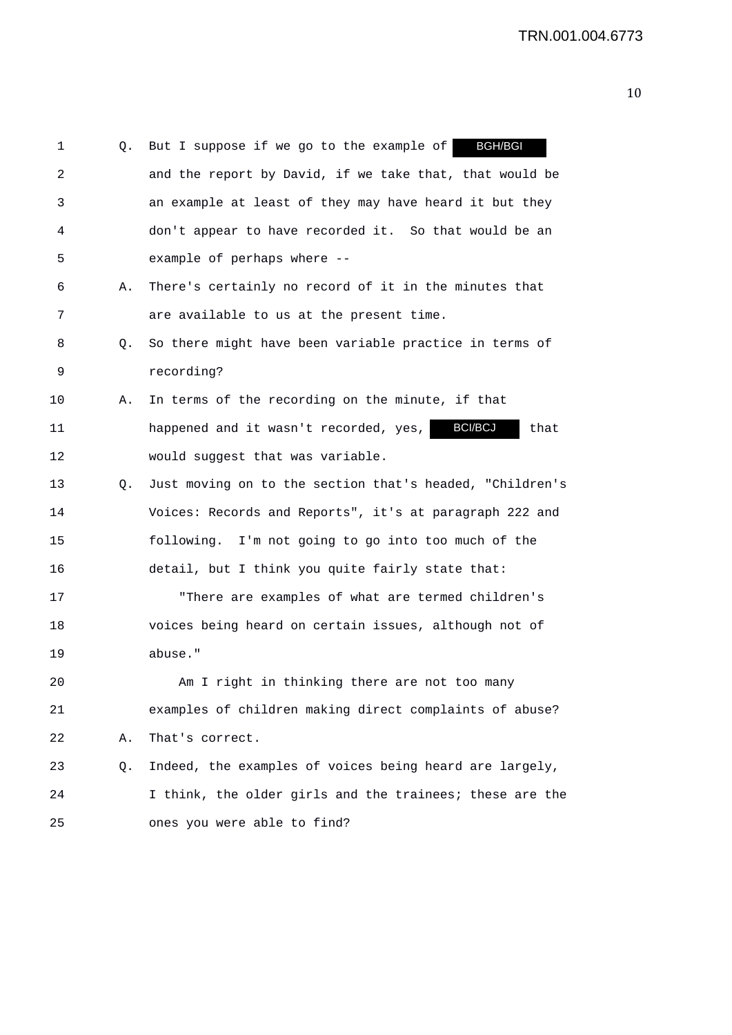1 Q. But I suppose if we go to the example of BGH/BGI
2 and the report by David, if we take that, that would be
3 an example at least of they may have heard it but they
4 don't appear to have recorded it. So that would be an
5 example of perhaps where --
6 A. There's certainly no record of it in the minutes that
7 are available to us at the present time.
8 Q. So there might have been variable practice in terms of
9 recording?
10 A. In terms of the recording on the minute, if that
11 happened and it wasn't recorded, yes, BCI/BCJ that
12 would suggest that was variable.
13 Q. Just moving on to the section that's headed, "Children's
14 Voices: Records and Reports", it's at paragraph 222 and
15 following. I'm not going to go into too much of the
16 detail, but I think you quite fairly state that:
17 "There are examples of what are termed children's
18 voices being heard on certain issues, although not of
19 abuse."
20 Am I right in thinking there are not too many
21 examples of children making direct complaints of abuse?
22 A. That's correct.
23 Q. Indeed, the examples of voices being heard are largely,
24 I think, the older girls and the trainees; these are the
25 ones you were able to find?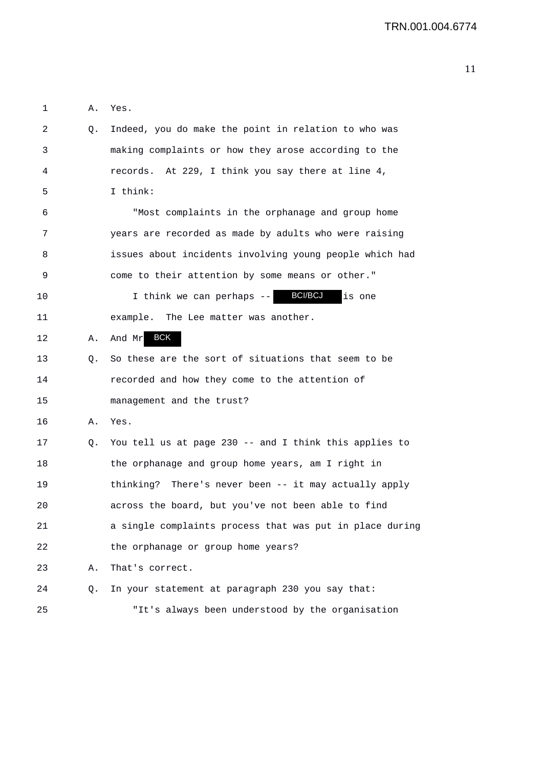1 A. Yes.

2 Q. Indeed, you do make the point in relation to who was

3 making complaints or how they arose according to the

4 records. At 229, I think you say there at line 4,

5 I think:

6 "Most complaints in the orphanage and group home

7 years are recorded as made by adults who were raising

8 issues about incidents involving young people which had

9 come to their attention by some means or other."

10 I think we can perhaps -- BCI/BCJ is one

11 example. The Lee matter was another.

12 A. And Mr BCK

13 Q. So these are the sort of situations that seem to be

14 recorded and how they come to the attention of

15 management and the trust?

16 A. Yes.

17 Q. You tell us at page 230 -- and I think this applies to

18 the orphanage and group home years, am I right in

19 thinking? There's never been -- it may actually apply

20 across the board, but you've not been able to find

21 a single complaints process that was put in place during

22 the orphanage or group home years?

23 A. That's correct.

24 Q. In your statement at paragraph 230 you say that:

25 "It's always been understood by the organisation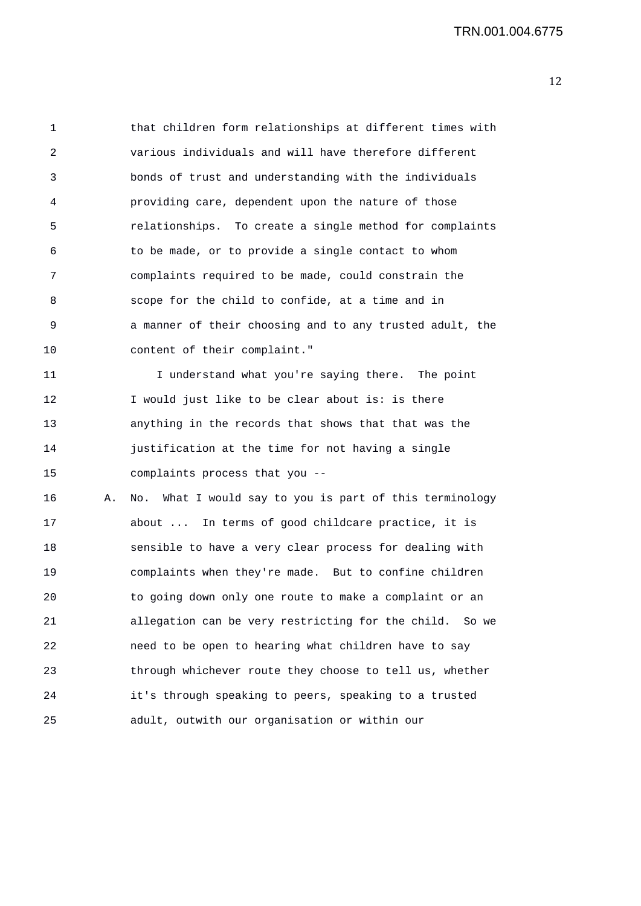that children form relationships at different times with various individuals and will have therefore different bonds of trust and understanding with the individuals providing care, dependent upon the nature of those relationships. To create a single method for complaints to be made, or to provide a single contact to whom complaints required to be made, could constrain the scope for the child to confide, at a time and in a manner of their choosing and to any trusted adult, the content of their complaint."

I understand what you're saying there. The point I would just like to be clear about is: is there anything in the records that shows that that was the justification at the time for not having a single complaints process that you --

A. No. What I would say to you is part of this terminology about ... In terms of good childcare practice, it is sensible to have a very clear process for dealing with complaints when they're made. But to confine children to going down only one route to make a complaint or an allegation can be very restricting for the child. So we need to be open to hearing what children have to say through whichever route they choose to tell us, whether it's through speaking to peers, speaking to a trusted adult, outwith our organisation or within our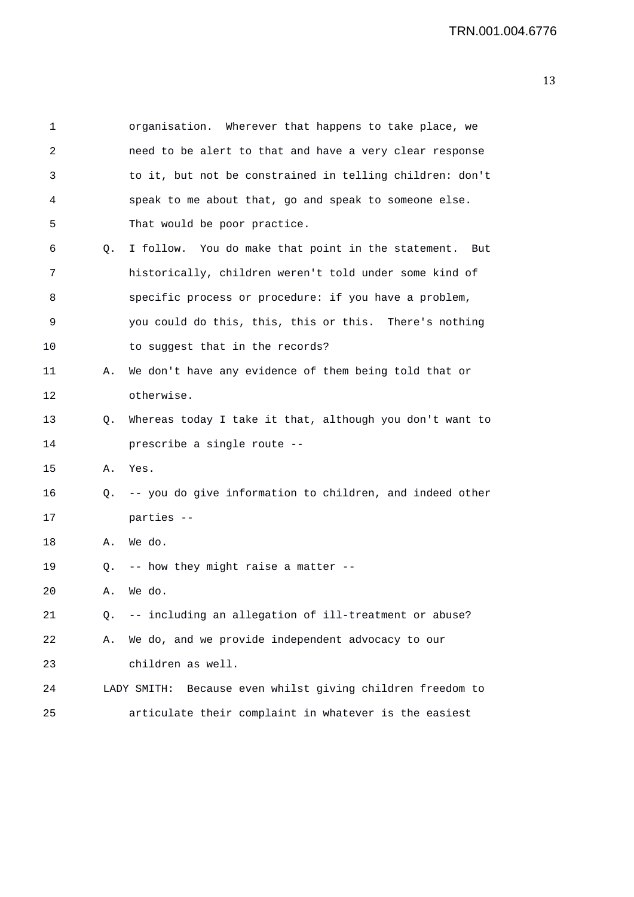1 organisation. Wherever that happens to take place, we
2 need to be alert to that and have a very clear response
3 to it, but not be constrained in telling children: don't
4 speak to me about that, go and speak to someone else.
5 That would be poor practice.

6 Q. I follow. You do make that point in the statement. But
7 historically, children weren't told under some kind of
8 specific process or procedure: if you have a problem,
9 you could do this, this, this or this. There's nothing
10 to suggest that in the records?

11 A. We don't have any evidence of them being told that or
12 otherwise.

13 Q. Whereas today I take it that, although you don't want to
14 prescribe a single route --

15 A. Yes.

16 Q. -- you do give information to children, and indeed other
17 parties --

18 A. We do.

19 Q. -- how they might raise a matter --

20 A. We do.

21 Q. -- including an allegation of ill-treatment or abuse?

22 A. We do, and we provide independent advocacy to our
23 children as well.

24 LADY SMITH: Because even whilst giving children freedom to
25 articulate their complaint in whatever is the easiest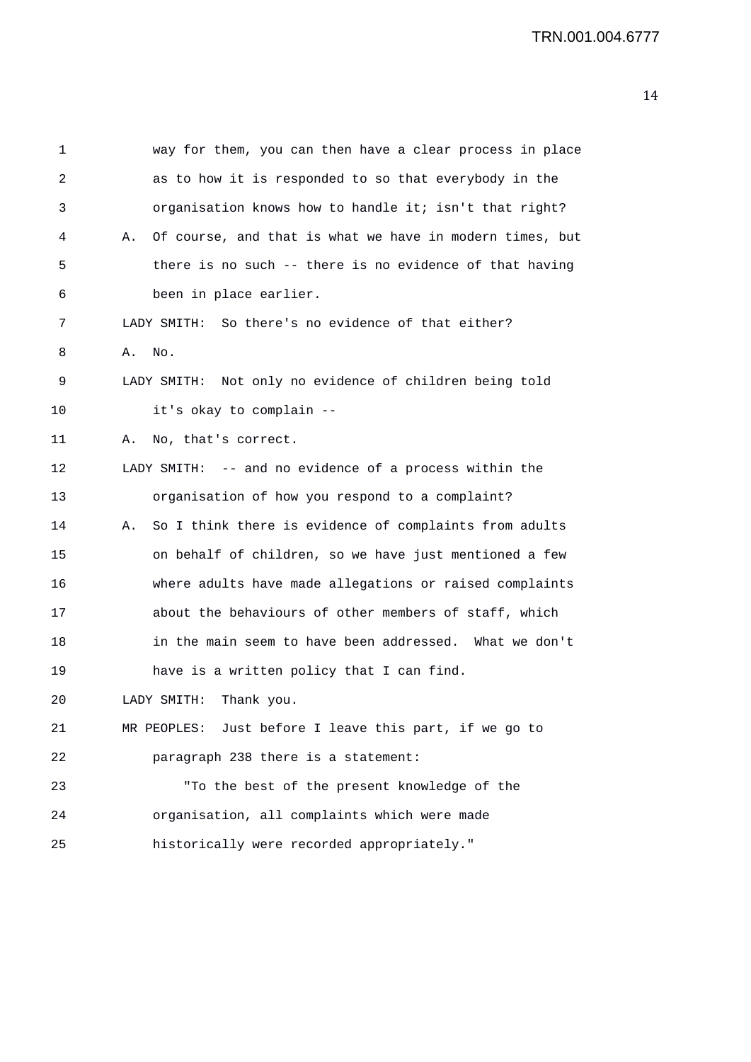way for them, you can then have a clear process in place as to how it is responded to so that everybody in the organisation knows how to handle it; isn't that right?

A. Of course, and that is what we have in modern times, but there is no such -- there is no evidence of that having been in place earlier.

LADY SMITH: So there's no evidence of that either?

A. No.

LADY SMITH: Not only no evidence of children being told it's okay to complain --

A. No, that's correct.

LADY SMITH: -- and no evidence of a process within the organisation of how you respond to a complaint?

A. So I think there is evidence of complaints from adults on behalf of children, so we have just mentioned a few where adults have made allegations or raised complaints about the behaviours of other members of staff, which in the main seem to have been addressed. What we don't have is a written policy that I can find.

LADY SMITH: Thank you.

MR PEOPLES: Just before I leave this part, if we go to paragraph 238 there is a statement:

"To the best of the present knowledge of the organisation, all complaints which were made historically were recorded appropriately."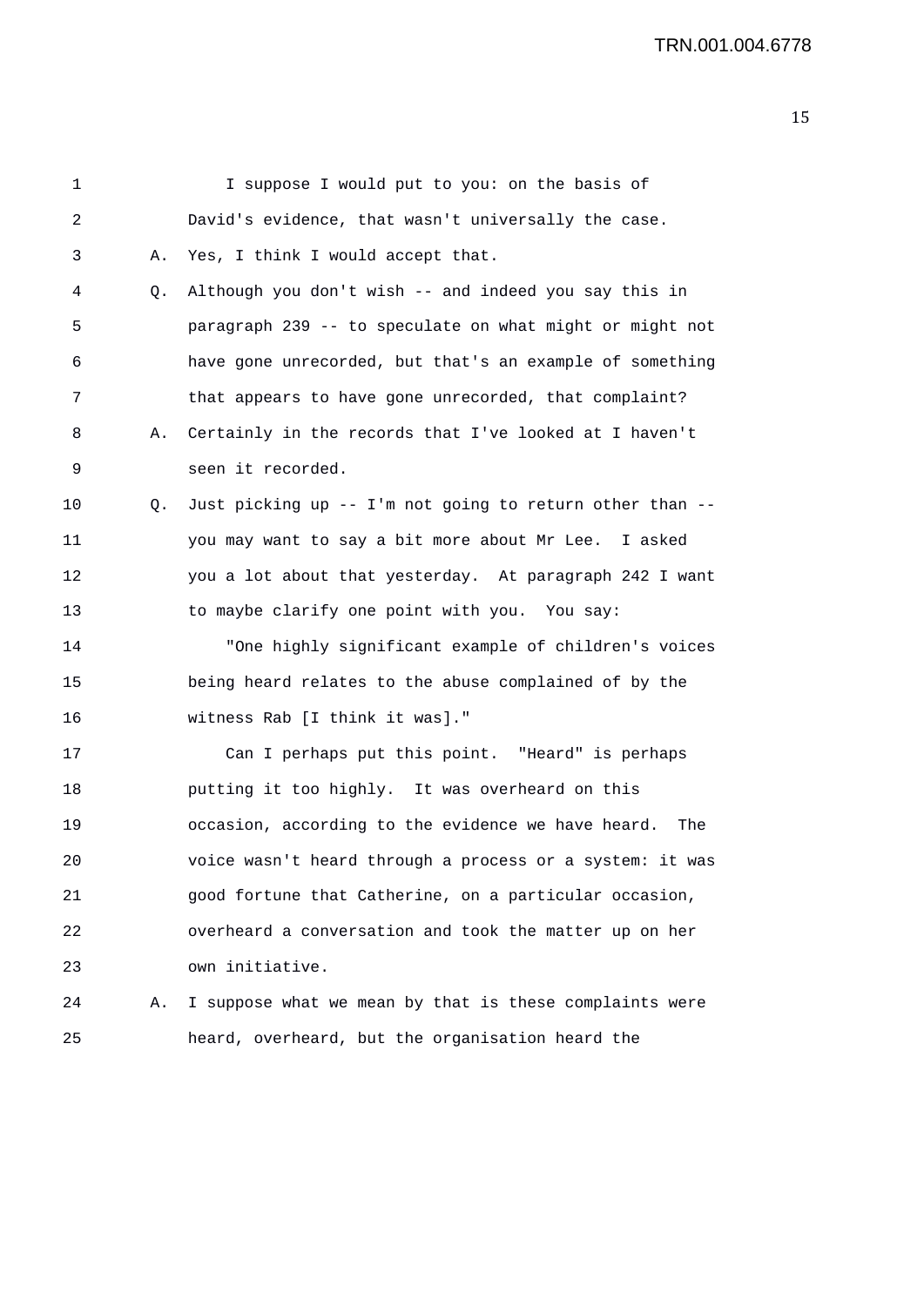I suppose I would put to you: on the basis of David's evidence, that wasn't universally the case.

A. Yes, I think I would accept that.

Q. Although you don't wish -- and indeed you say this in paragraph 239 -- to speculate on what might or might not have gone unrecorded, but that's an example of something that appears to have gone unrecorded, that complaint?

A. Certainly in the records that I've looked at I haven't seen it recorded.

Q. Just picking up -- I'm not going to return other than -- you may want to say a bit more about Mr Lee. I asked you a lot about that yesterday. At paragraph 242 I want to maybe clarify one point with you. You say:

"One highly significant example of children's voices being heard relates to the abuse complained of by the witness Rab [I think it was]."

Can I perhaps put this point. "Heard" is perhaps putting it too highly. It was overheard on this occasion, according to the evidence we have heard. The voice wasn't heard through a process or a system: it was good fortune that Catherine, on a particular occasion, overheard a conversation and took the matter up on her own initiative.

A. I suppose what we mean by that is these complaints were heard, overheard, but the organisation heard the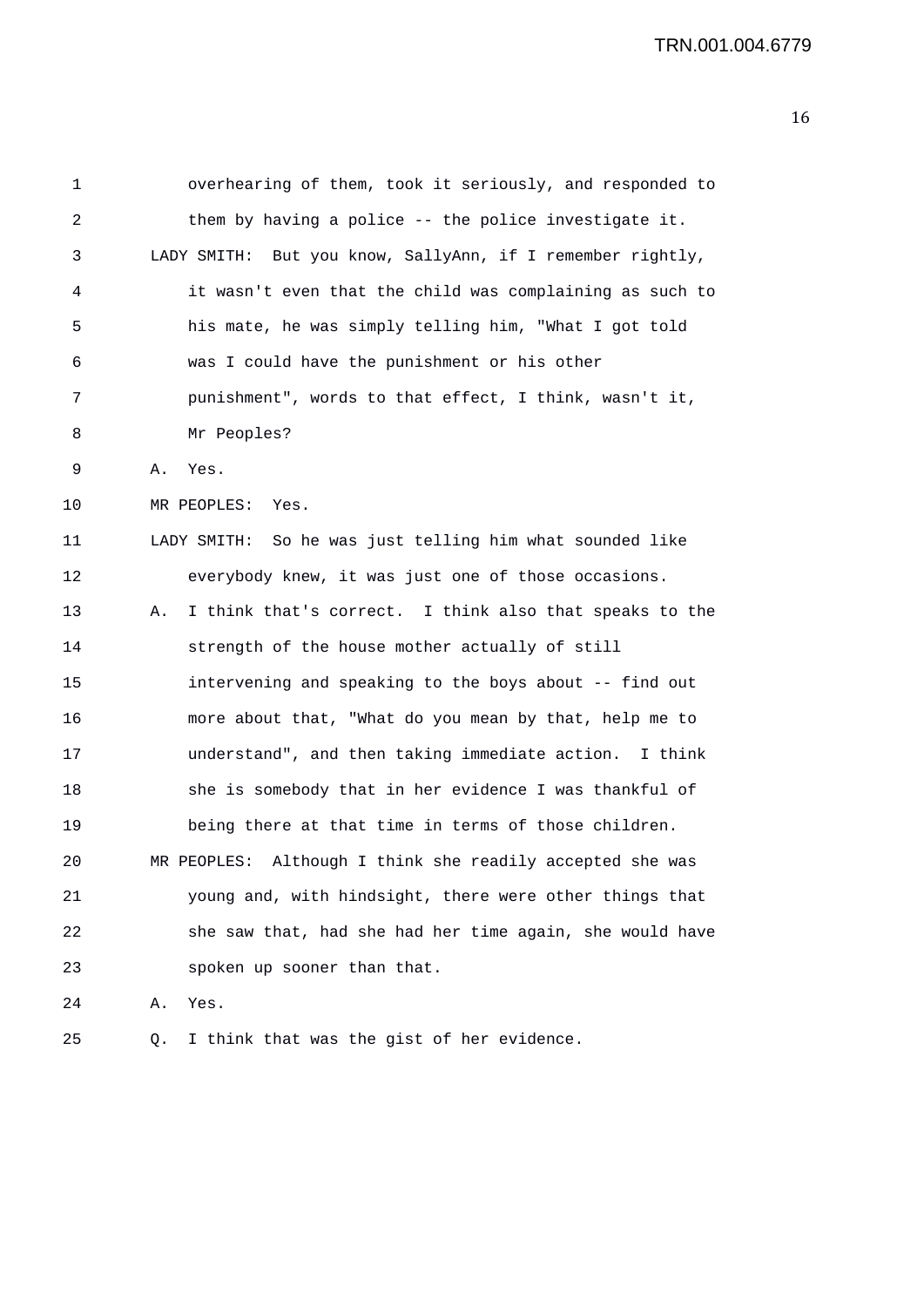1 overhearing of them, took it seriously, and responded to
2 them by having a police -- the police investigate it.
3 LADY SMITH: But you know, SallyAnn, if I remember rightly,
4 it wasn't even that the child was complaining as such to
5 his mate, he was simply telling him, "What I got told
6 was I could have the punishment or his other
7 punishment", words to that effect, I think, wasn't it,
8 Mr Peoples?
9 A. Yes.
10 MR PEOPLES: Yes.
11 LADY SMITH: So he was just telling him what sounded like
12 everybody knew, it was just one of those occasions.
13 A. I think that's correct. I think also that speaks to the
14 strength of the house mother actually of still
15 intervening and speaking to the boys about -- find out
16 more about that, "What do you mean by that, help me to
17 understand", and then taking immediate action. I think
18 she is somebody that in her evidence I was thankful of
19 being there at that time in terms of those children.
20 MR PEOPLES: Although I think she readily accepted she was
21 young and, with hindsight, there were other things that
22 she saw that, had she had her time again, she would have
23 spoken up sooner than that.
24 A. Yes.
25 Q. I think that was the gist of her evidence.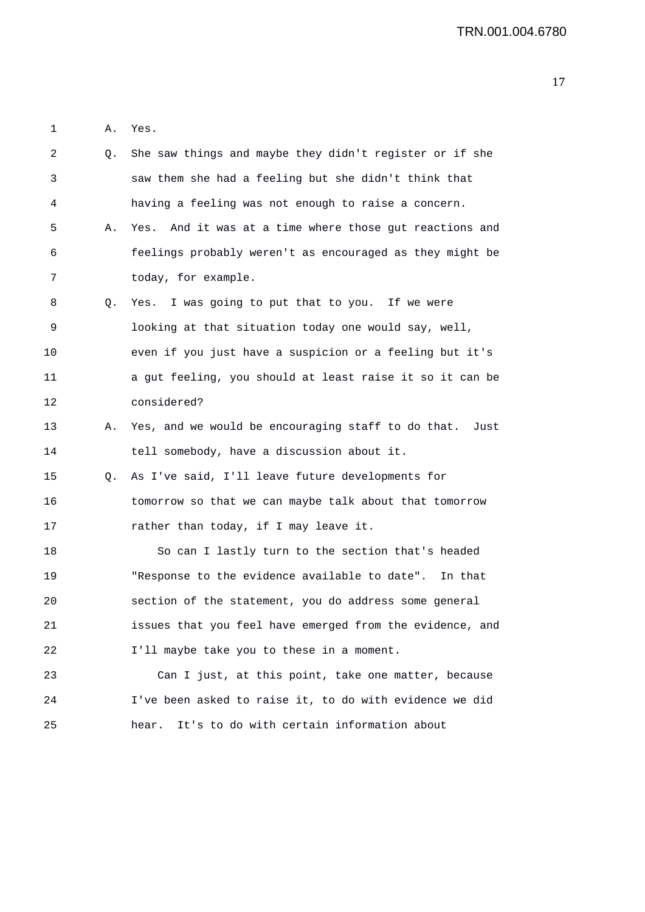A. Yes.

Q. She saw things and maybe they didn't register or if she saw them she had a feeling but she didn't think that having a feeling was not enough to raise a concern.

A. Yes. And it was at a time where those gut reactions and feelings probably weren't as encouraged as they might be today, for example.

Q. Yes. I was going to put that to you. If we were looking at that situation today one would say, well, even if you just have a suspicion or a feeling but it's a gut feeling, you should at least raise it so it can be considered?

A. Yes, and we would be encouraging staff to do that. Just tell somebody, have a discussion about it.

Q. As I've said, I'll leave future developments for tomorrow so that we can maybe talk about that tomorrow rather than today, if I may leave it.

So can I lastly turn to the section that's headed "Response to the evidence available to date". In that section of the statement, you do address some general issues that you feel have emerged from the evidence, and I'll maybe take you to these in a moment.

Can I just, at this point, take one matter, because I've been asked to raise it, to do with evidence we did hear. It's to do with certain information about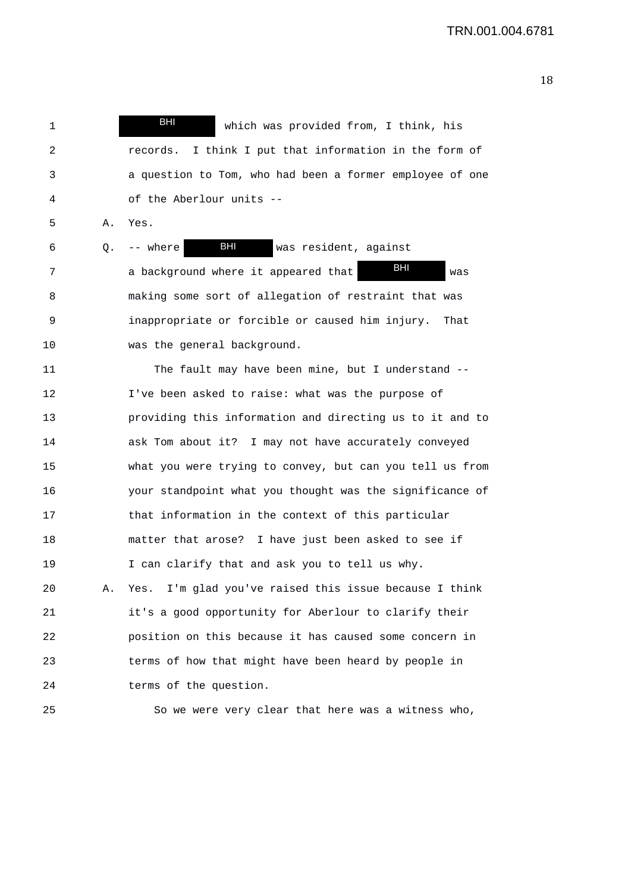1 BHI which was provided from, I think, his
2 records. I think I put that information in the form of
3 a question to Tom, who had been a former employee of one
4 of the Aberlour units --
5 A. Yes.
6 Q. -- where BHI was resident, against
7 a background where it appeared that BHI was
8 making some sort of allegation of restraint that was
9 inappropriate or forcible or caused him injury. That
10 was the general background.
11 The fault may have been mine, but I understand --
12 I've been asked to raise: what was the purpose of
13 providing this information and directing us to it and to
14 ask Tom about it? I may not have accurately conveyed
15 what you were trying to convey, but can you tell us from
16 your standpoint what you thought was the significance of
17 that information in the context of this particular
18 matter that arose? I have just been asked to see if
19 I can clarify that and ask you to tell us why.
20 A. Yes. I'm glad you've raised this issue because I think
21 it's a good opportunity for Aberlour to clarify their
22 position on this because it has caused some concern in
23 terms of how that might have been heard by people in
24 terms of the question.
25 So we were very clear that here was a witness who,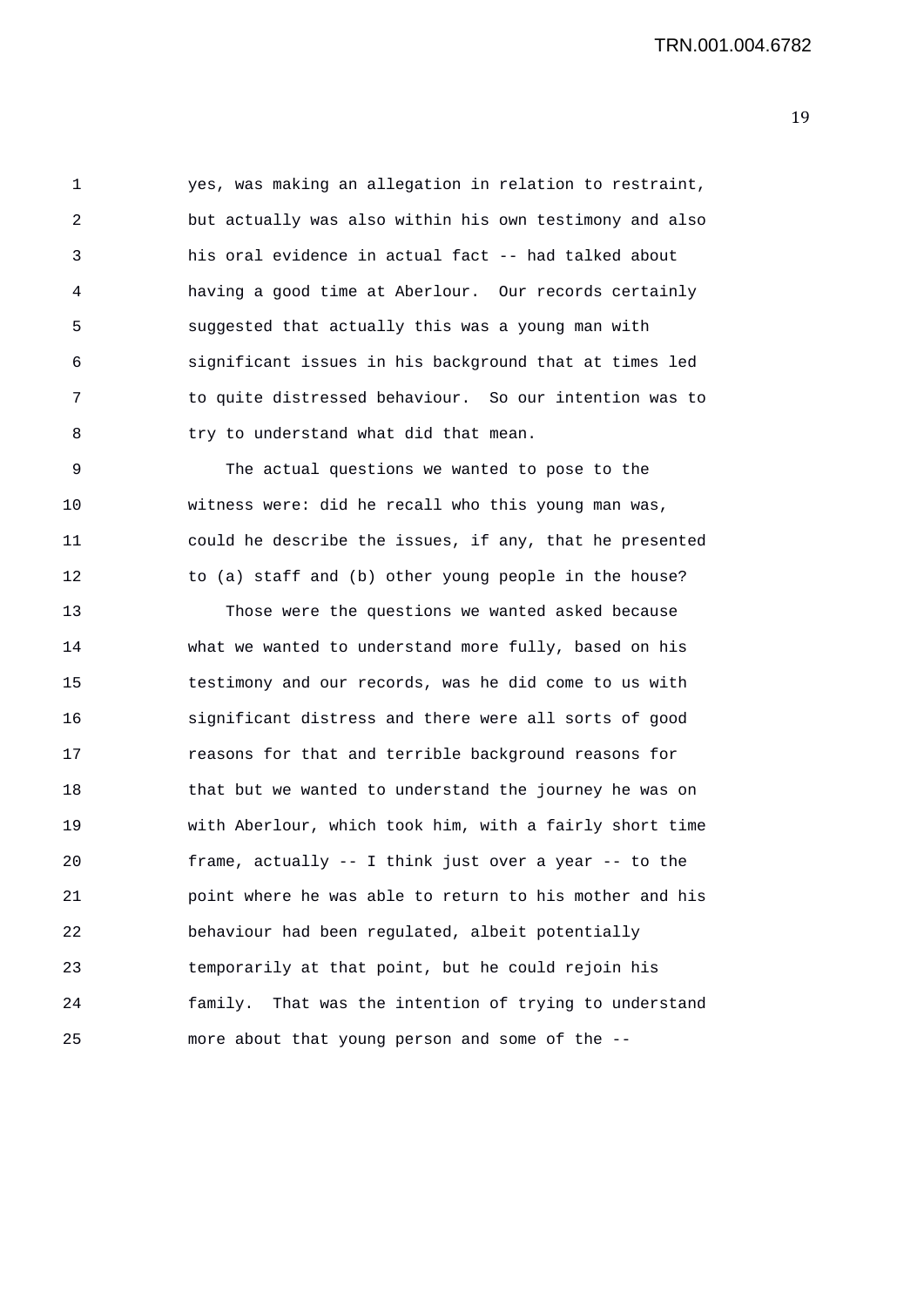yes, was making an allegation in relation to restraint, but actually was also within his own testimony and also his oral evidence in actual fact -- had talked about having a good time at Aberlour. Our records certainly suggested that actually this was a young man with significant issues in his background that at times led to quite distressed behaviour. So our intention was to try to understand what did that mean.

The actual questions we wanted to pose to the witness were: did he recall who this young man was, could he describe the issues, if any, that he presented to (a) staff and (b) other young people in the house?

Those were the questions we wanted asked because what we wanted to understand more fully, based on his testimony and our records, was he did come to us with significant distress and there were all sorts of good reasons for that and terrible background reasons for that but we wanted to understand the journey he was on with Aberlour, which took him, with a fairly short time frame, actually -- I think just over a year -- to the point where he was able to return to his mother and his behaviour had been regulated, albeit potentially temporarily at that point, but he could rejoin his family. That was the intention of trying to understand more about that young person and some of the --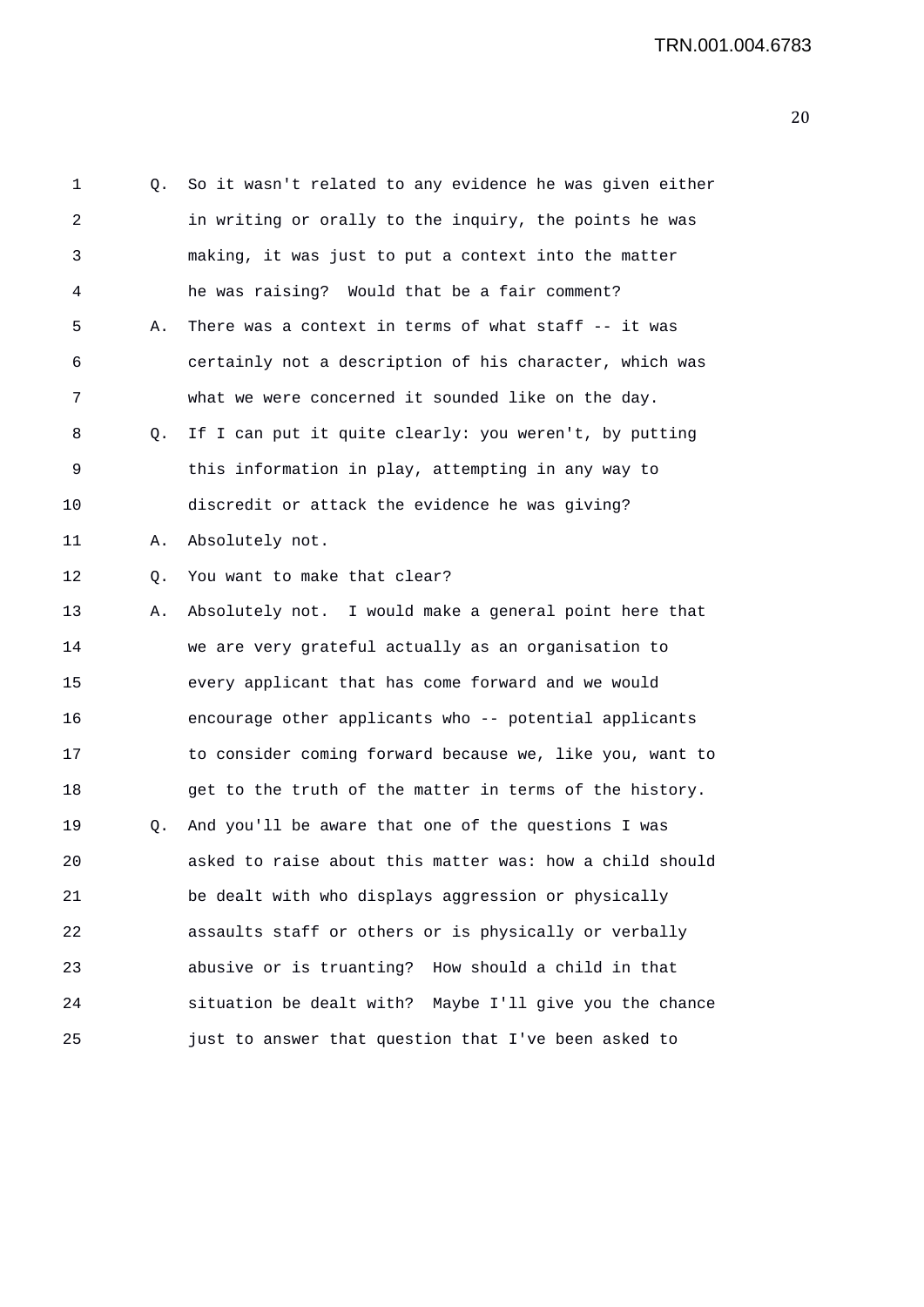Q. So it wasn't related to any evidence he was given either in writing or orally to the inquiry, the points he was making, it was just to put a context into the matter he was raising? Would that be a fair comment?

A. There was a context in terms of what staff -- it was certainly not a description of his character, which was what we were concerned it sounded like on the day.

Q. If I can put it quite clearly: you weren't, by putting this information in play, attempting in any way to discredit or attack the evidence he was giving?

A. Absolutely not.

Q. You want to make that clear?

A. Absolutely not. I would make a general point here that we are very grateful actually as an organisation to every applicant that has come forward and we would encourage other applicants who -- potential applicants to consider coming forward because we, like you, want to get to the truth of the matter in terms of the history.

Q. And you'll be aware that one of the questions I was asked to raise about this matter was: how a child should be dealt with who displays aggression or physically assaults staff or others or is physically or verbally abusive or is truanting? How should a child in that situation be dealt with? Maybe I'll give you the chance just to answer that question that I've been asked to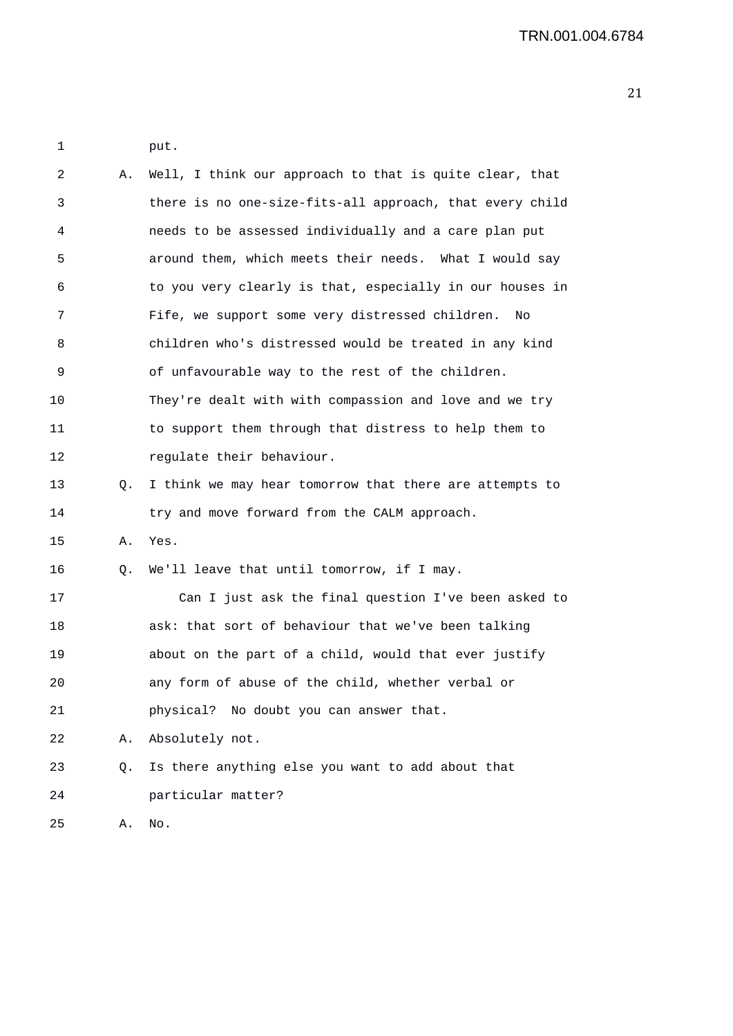put.

A. Well, I think our approach to that is quite clear, that there is no one-size-fits-all approach, that every child needs to be assessed individually and a care plan put around them, which meets their needs. What I would say to you very clearly is that, especially in our houses in Fife, we support some very distressed children. No children who's distressed would be treated in any kind of unfavourable way to the rest of the children. They're dealt with with compassion and love and we try to support them through that distress to help them to regulate their behaviour.

Q. I think we may hear tomorrow that there are attempts to try and move forward from the CALM approach.

A. Yes.

Q. We'll leave that until tomorrow, if I may.

Can I just ask the final question I've been asked to ask: that sort of behaviour that we've been talking about on the part of a child, would that ever justify any form of abuse of the child, whether verbal or physical? No doubt you can answer that.

A. Absolutely not.

Q. Is there anything else you want to add about that particular matter?

A. No.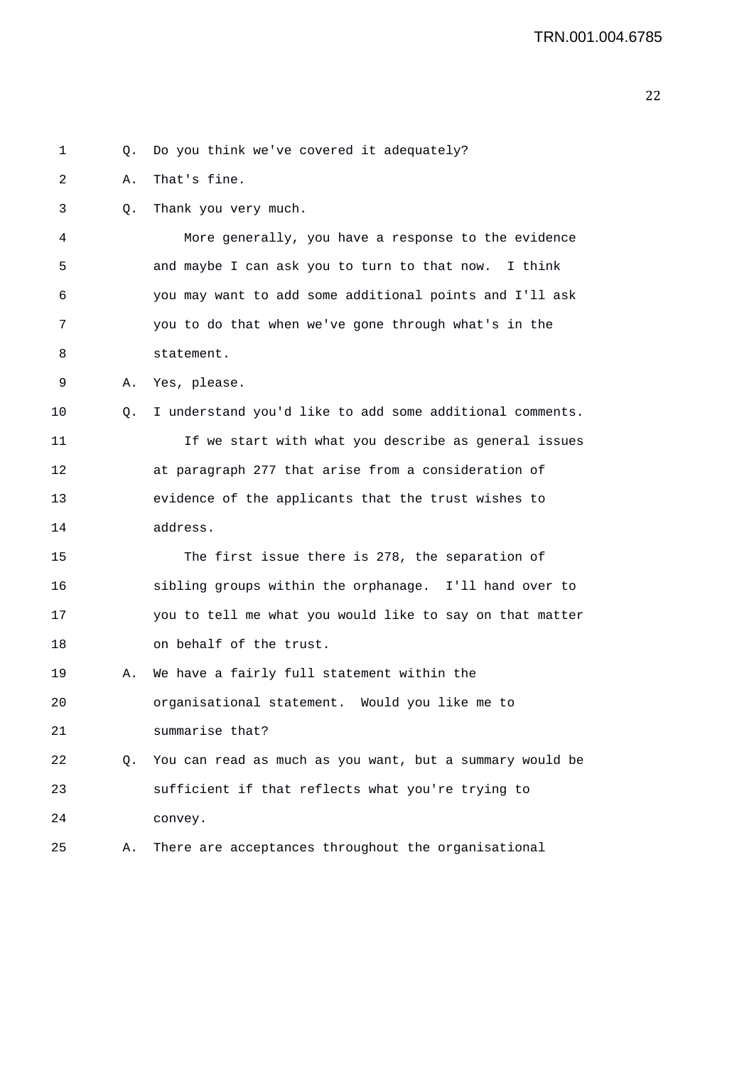1 Q. Do you think we've covered it adequately?

2 A. That's fine.

3 Q. Thank you very much.

4 More generally, you have a response to the evidence
5 and maybe I can ask you to turn to that now. I think
6 you may want to add some additional points and I'll ask
7 you to do that when we've gone through what's in the
8 statement.

9 A. Yes, please.

10 Q. I understand you'd like to add some additional comments.

11 If we start with what you describe as general issues
12 at paragraph 277 that arise from a consideration of
13 evidence of the applicants that the trust wishes to
14 address.

15 The first issue there is 278, the separation of
16 sibling groups within the orphanage. I'll hand over to
17 you to tell me what you would like to say on that matter
18 on behalf of the trust.

19 A. We have a fairly full statement within the
20 organisational statement. Would you like me to
21 summarise that?

22 Q. You can read as much as you want, but a summary would be
23 sufficient if that reflects what you're trying to
24 convey.

25 A. There are acceptances throughout the organisational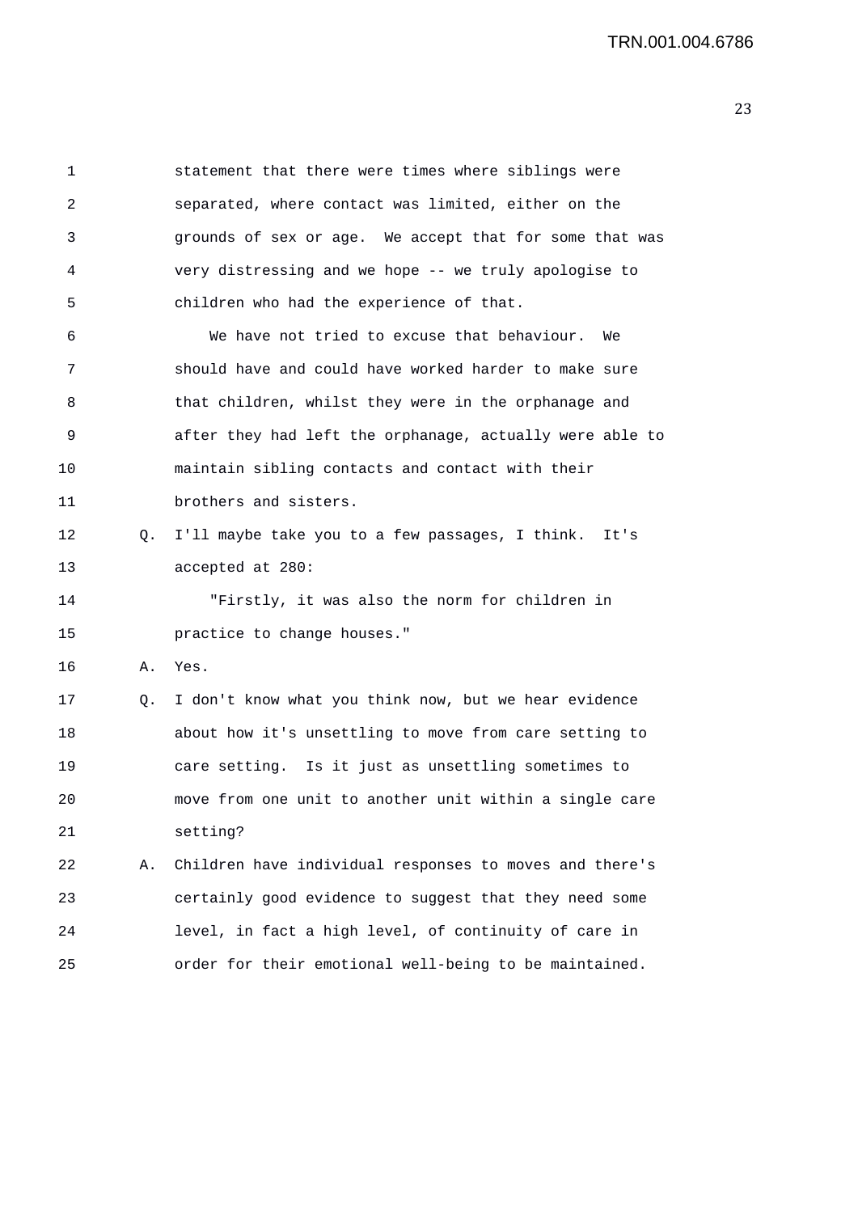statement that there were times where siblings were separated, where contact was limited, either on the grounds of sex or age. We accept that for some that was very distressing and we hope -- we truly apologise to children who had the experience of that.

We have not tried to excuse that behaviour. We should have and could have worked harder to make sure that children, whilst they were in the orphanage and after they had left the orphanage, actually were able to maintain sibling contacts and contact with their brothers and sisters.

Q. I'll maybe take you to a few passages, I think. It's accepted at 280:

"Firstly, it was also the norm for children in practice to change houses."

A. Yes.

Q. I don't know what you think now, but we hear evidence about how it's unsettling to move from care setting to care setting. Is it just as unsettling sometimes to move from one unit to another unit within a single care setting?

A. Children have individual responses to moves and there's certainly good evidence to suggest that they need some level, in fact a high level, of continuity of care in order for their emotional well-being to be maintained.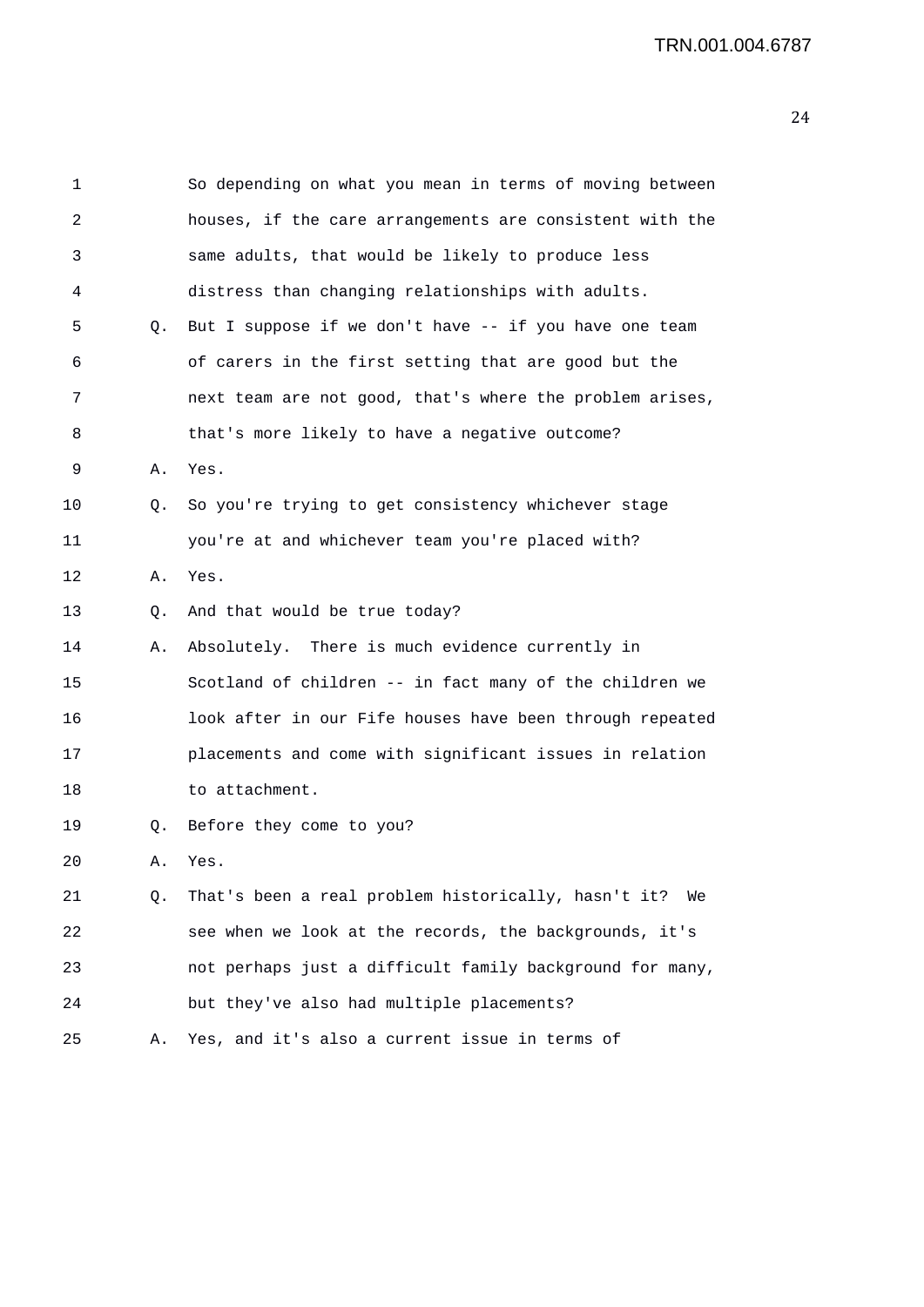So depending on what you mean in terms of moving between houses, if the care arrangements are consistent with the same adults, that would be likely to produce less distress than changing relationships with adults.

Q. But I suppose if we don't have -- if you have one team of carers in the first setting that are good but the next team are not good, that's where the problem arises, that's more likely to have a negative outcome?

A. Yes.

Q. So you're trying to get consistency whichever stage you're at and whichever team you're placed with?

A. Yes.

Q. And that would be true today?

A. Absolutely. There is much evidence currently in Scotland of children -- in fact many of the children we look after in our Fife houses have been through repeated placements and come with significant issues in relation to attachment.

Q. Before they come to you?

A. Yes.

Q. That's been a real problem historically, hasn't it? We see when we look at the records, the backgrounds, it's not perhaps just a difficult family background for many, but they've also had multiple placements?

A. Yes, and it's also a current issue in terms of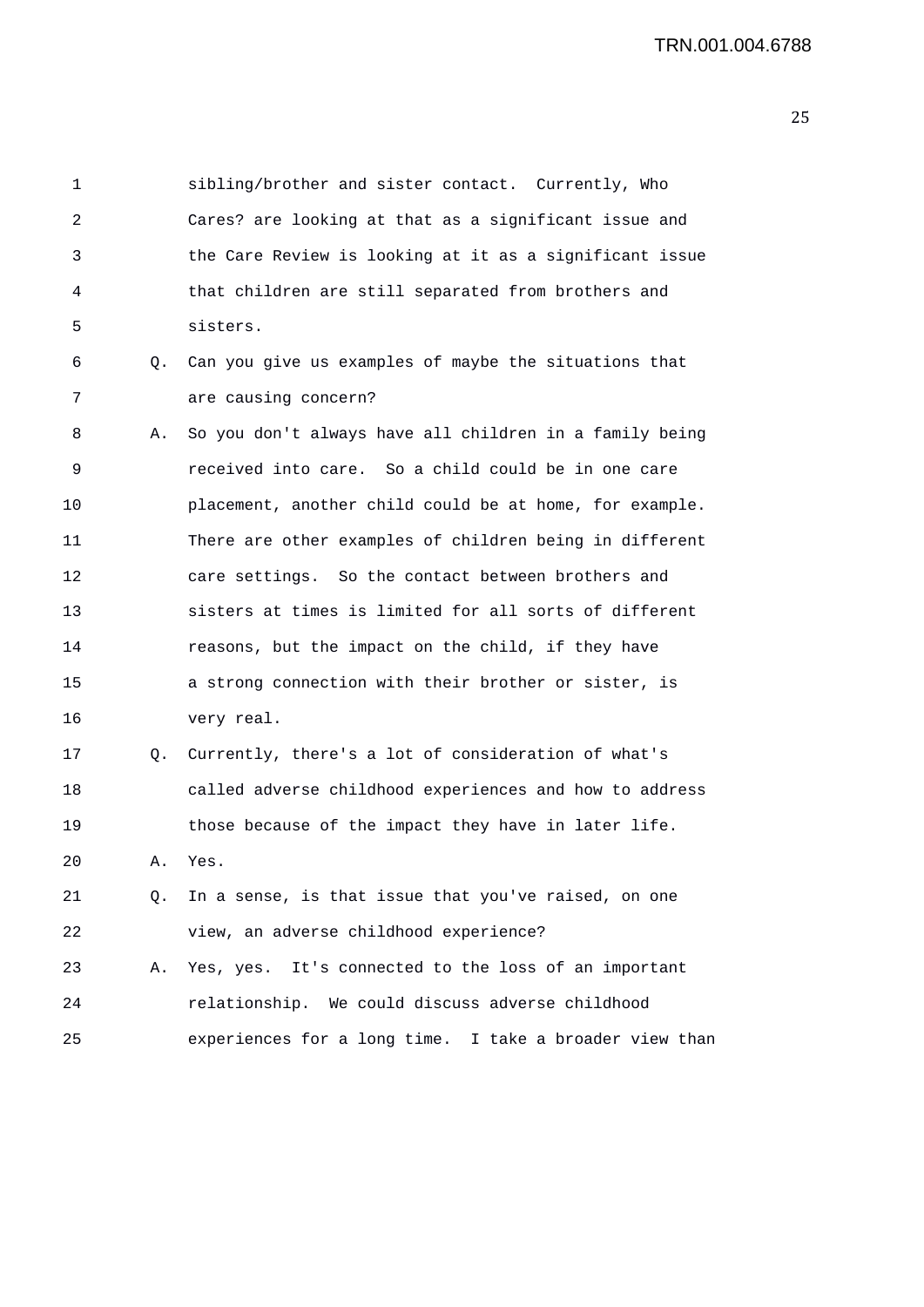sibling/brother and sister contact. Currently, Who Cares? are looking at that as a significant issue and the Care Review is looking at it as a significant issue that children are still separated from brothers and sisters.

Q. Can you give us examples of maybe the situations that are causing concern?

A. So you don't always have all children in a family being received into care. So a child could be in one care placement, another child could be at home, for example. There are other examples of children being in different care settings. So the contact between brothers and sisters at times is limited for all sorts of different reasons, but the impact on the child, if they have a strong connection with their brother or sister, is very real.

Q. Currently, there's a lot of consideration of what's called adverse childhood experiences and how to address those because of the impact they have in later life.

A. Yes.

Q. In a sense, is that issue that you've raised, on one view, an adverse childhood experience?

A. Yes, yes. It's connected to the loss of an important relationship. We could discuss adverse childhood experiences for a long time. I take a broader view than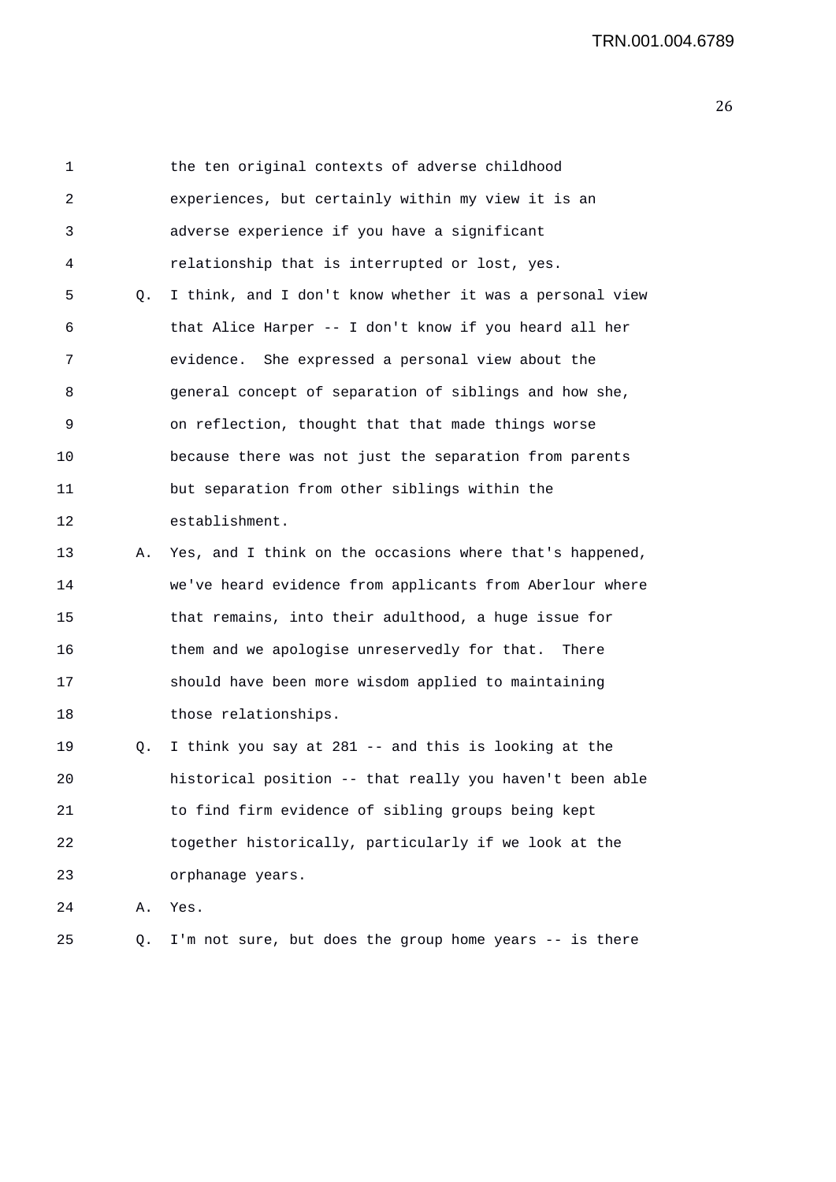1 the ten original contexts of adverse childhood
2 experiences, but certainly within my view it is an
3 adverse experience if you have a significant
4 relationship that is interrupted or lost, yes.

5 Q. I think, and I don't know whether it was a personal view
6 that Alice Harper -- I don't know if you heard all her
7 evidence. She expressed a personal view about the
8 general concept of separation of siblings and how she,
9 on reflection, thought that that made things worse
10 because there was not just the separation from parents
11 but separation from other siblings within the
12 establishment.

13 A. Yes, and I think on the occasions where that's happened,
14 we've heard evidence from applicants from Aberlour where
15 that remains, into their adulthood, a huge issue for
16 them and we apologise unreservedly for that. There
17 should have been more wisdom applied to maintaining
18 those relationships.

19 Q. I think you say at 281 -- and this is looking at the
20 historical position -- that really you haven't been able
21 to find firm evidence of sibling groups being kept
22 together historically, particularly if we look at the
23 orphanage years.

24 A. Yes.

25 Q. I'm not sure, but does the group home years -- is there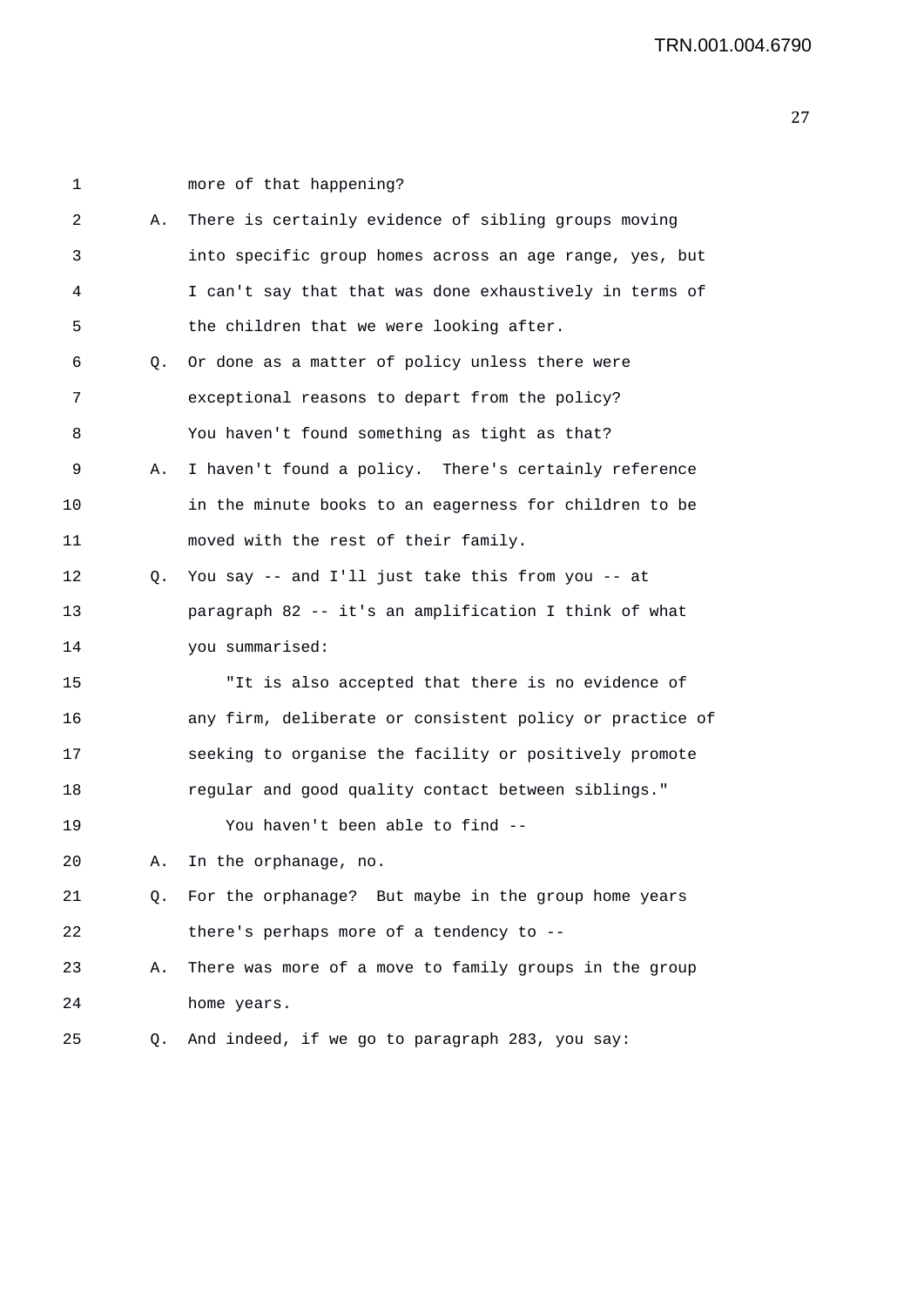1 more of that happening?

2 A. There is certainly evidence of sibling groups moving
3 into specific group homes across an age range, yes, but
4 I can't say that that was done exhaustively in terms of
5 the children that we were looking after.

6 Q. Or done as a matter of policy unless there were
7 exceptional reasons to depart from the policy?
8 You haven't found something as tight as that?

9 A. I haven't found a policy. There's certainly reference
10 in the minute books to an eagerness for children to be
11 moved with the rest of their family.

12 Q. You say -- and I'll just take this from you -- at
13 paragraph 82 -- it's an amplification I think of what
14 you summarised:

15 "It is also accepted that there is no evidence of
16 any firm, deliberate or consistent policy or practice of
17 seeking to organise the facility or positively promote
18 regular and good quality contact between siblings."

19 You haven't been able to find --

20 A. In the orphanage, no.

21 Q. For the orphanage? But maybe in the group home years
22 there's perhaps more of a tendency to --

23 A. There was more of a move to family groups in the group
24 home years.

25 Q. And indeed, if we go to paragraph 283, you say: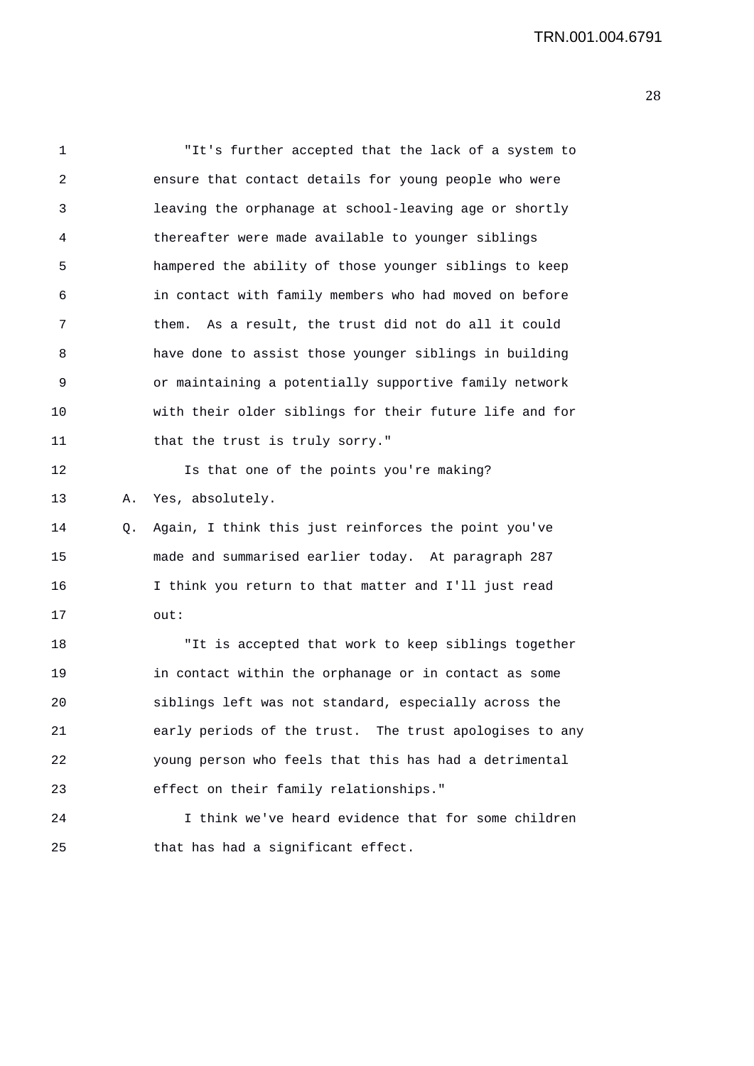"It's further accepted that the lack of a system to ensure that contact details for young people who were leaving the orphanage at school-leaving age or shortly thereafter were made available to younger siblings hampered the ability of those younger siblings to keep in contact with family members who had moved on before them. As a result, the trust did not do all it could have done to assist those younger siblings in building or maintaining a potentially supportive family network with their older siblings for their future life and for that the trust is truly sorry."

Is that one of the points you're making?

A. Yes, absolutely.

Q. Again, I think this just reinforces the point you've made and summarised earlier today. At paragraph 287 I think you return to that matter and I'll just read out:

"It is accepted that work to keep siblings together in contact within the orphanage or in contact as some siblings left was not standard, especially across the early periods of the trust. The trust apologises to any young person who feels that this has had a detrimental effect on their family relationships."

I think we've heard evidence that for some children that has had a significant effect.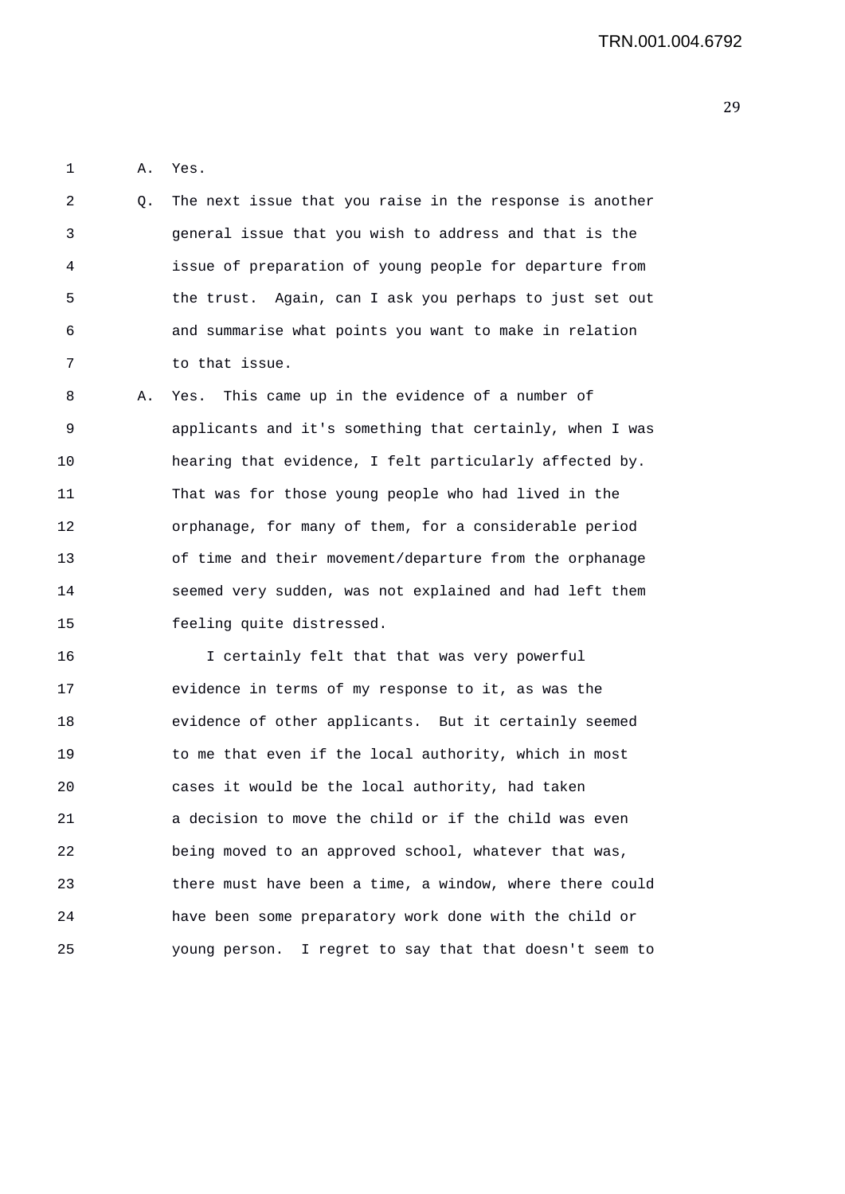A. Yes.

Q. The next issue that you raise in the response is another general issue that you wish to address and that is the issue of preparation of young people for departure from the trust. Again, can I ask you perhaps to just set out and summarise what points you want to make in relation to that issue.

A. Yes. This came up in the evidence of a number of applicants and it's something that certainly, when I was hearing that evidence, I felt particularly affected by. That was for those young people who had lived in the orphanage, for many of them, for a considerable period of time and their movement/departure from the orphanage seemed very sudden, was not explained and had left them feeling quite distressed.

I certainly felt that that was very powerful evidence in terms of my response to it, as was the evidence of other applicants. But it certainly seemed to me that even if the local authority, which in most cases it would be the local authority, had taken a decision to move the child or if the child was even being moved to an approved school, whatever that was, there must have been a time, a window, where there could have been some preparatory work done with the child or young person. I regret to say that that doesn't seem to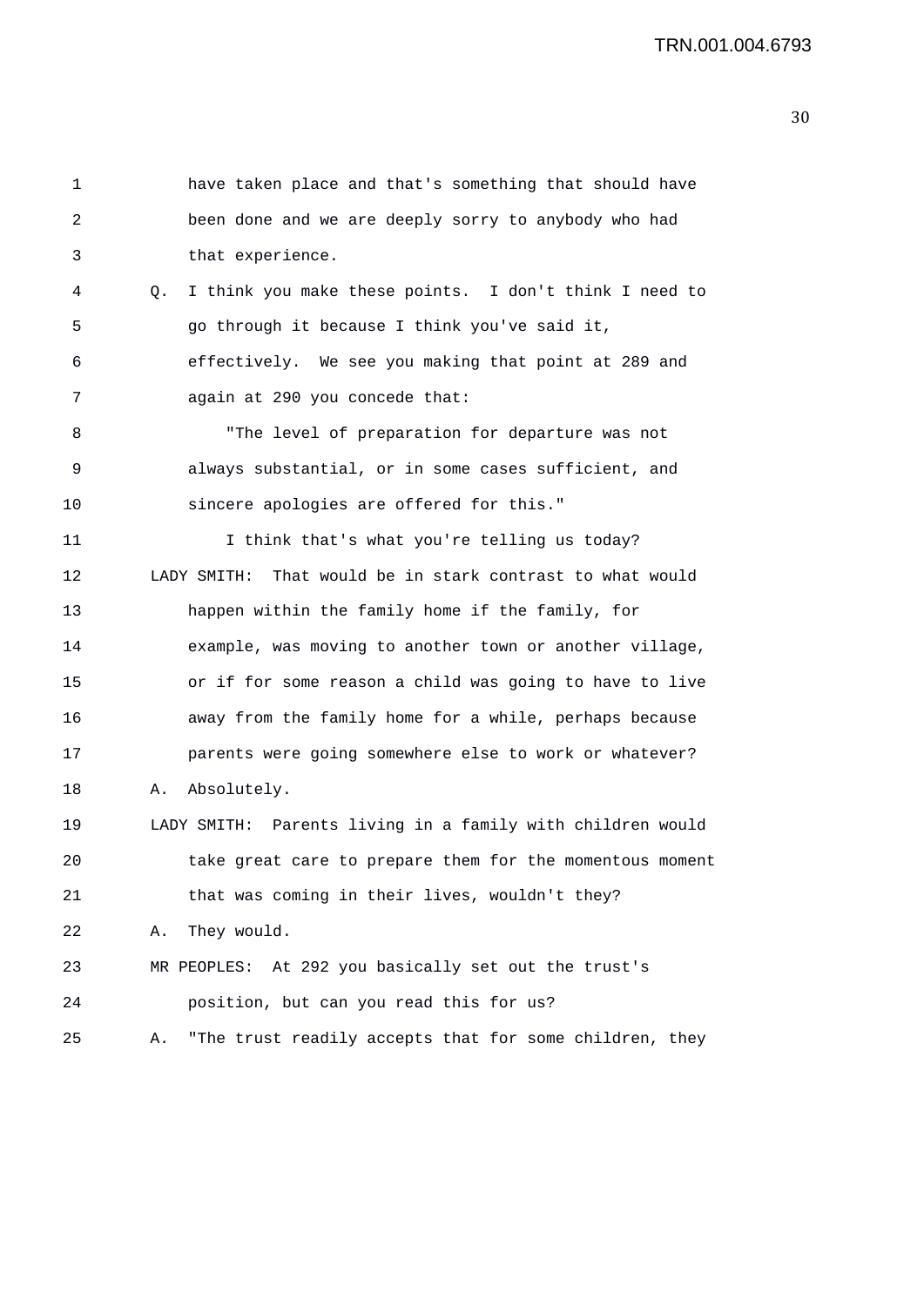have taken place and that's something that should have been done and we are deeply sorry to anybody who had that experience.

Q. I think you make these points. I don't think I need to go through it because I think you've said it, effectively. We see you making that point at 289 and again at 290 you concede that:

"The level of preparation for departure was not always substantial, or in some cases sufficient, and sincere apologies are offered for this."

I think that's what you're telling us today?

LADY SMITH: That would be in stark contrast to what would happen within the family home if the family, for example, was moving to another town or another village, or if for some reason a child was going to have to live away from the family home for a while, perhaps because parents were going somewhere else to work or whatever?

A. Absolutely.

LADY SMITH: Parents living in a family with children would take great care to prepare them for the momentous moment that was coming in their lives, wouldn't they?

A. They would.

MR PEOPLES: At 292 you basically set out the trust's position, but can you read this for us?

A. "The trust readily accepts that for some children, they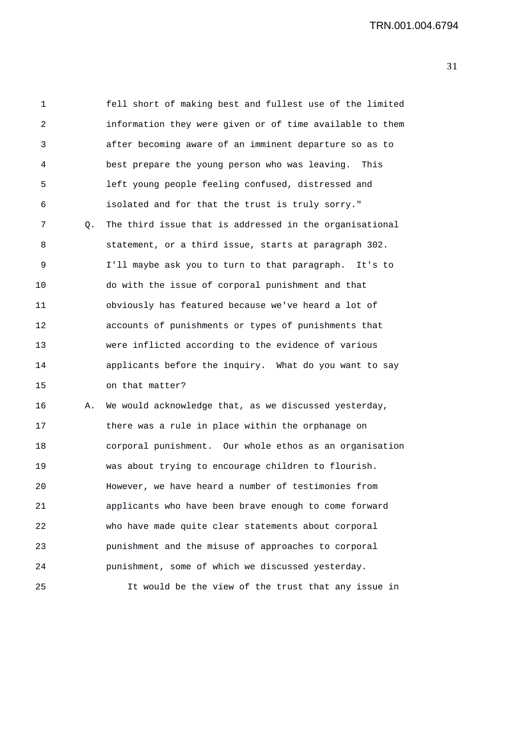fell short of making best and fullest use of the limited information they were given or of time available to them after becoming aware of an imminent departure so as to best prepare the young person who was leaving. This left young people feeling confused, distressed and isolated and for that the trust is truly sorry."

Q. The third issue that is addressed in the organisational statement, or a third issue, starts at paragraph 302. I'll maybe ask you to turn to that paragraph. It's to do with the issue of corporal punishment and that obviously has featured because we've heard a lot of accounts of punishments or types of punishments that were inflicted according to the evidence of various applicants before the inquiry. What do you want to say on that matter?

A. We would acknowledge that, as we discussed yesterday, there was a rule in place within the orphanage on corporal punishment. Our whole ethos as an organisation was about trying to encourage children to flourish. However, we have heard a number of testimonies from applicants who have been brave enough to come forward who have made quite clear statements about corporal punishment and the misuse of approaches to corporal punishment, some of which we discussed yesterday.

It would be the view of the trust that any issue in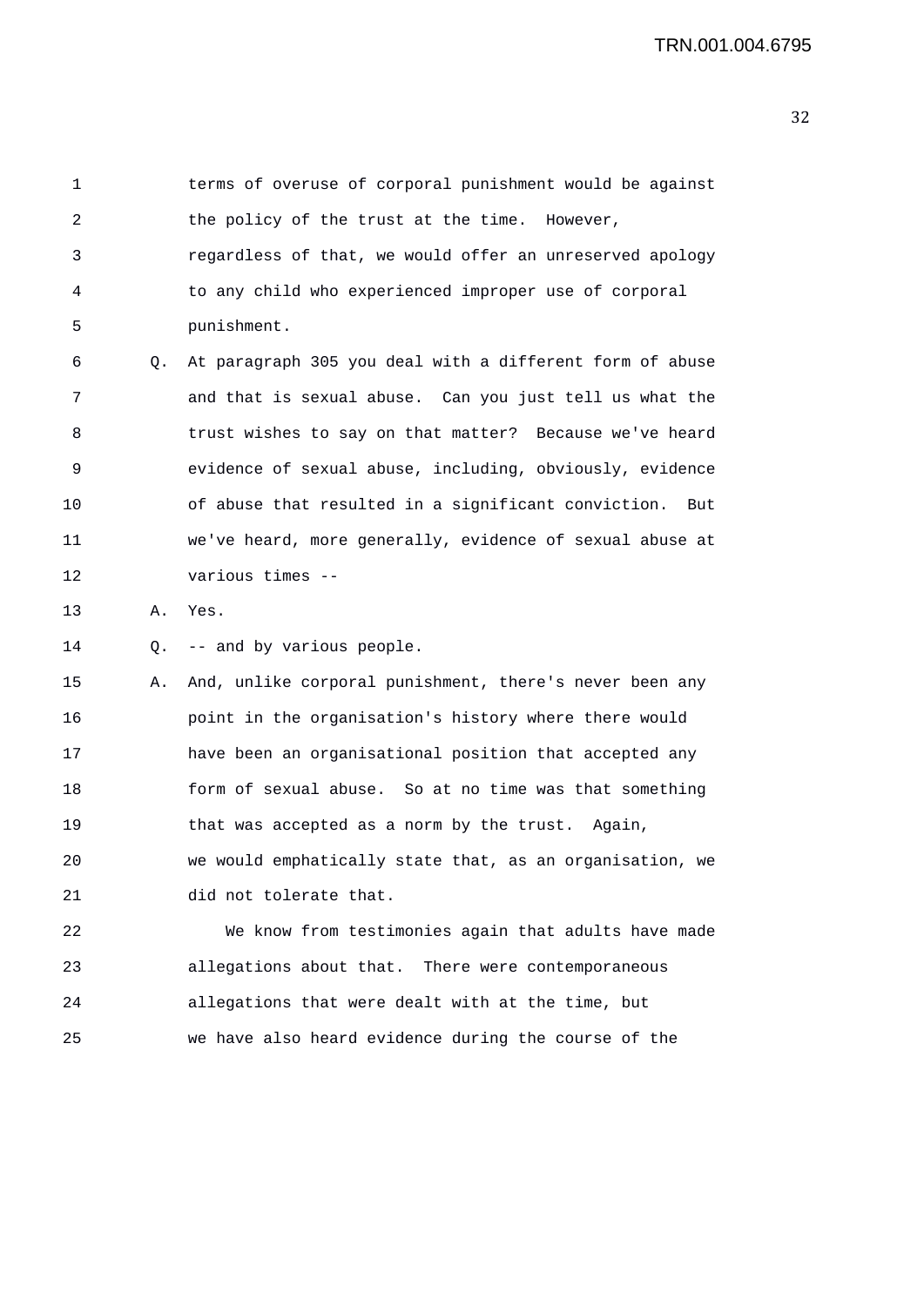terms of overuse of corporal punishment would be against the policy of the trust at the time. However, regardless of that, we would offer an unreserved apology to any child who experienced improper use of corporal punishment.

Q. At paragraph 305 you deal with a different form of abuse and that is sexual abuse. Can you just tell us what the trust wishes to say on that matter? Because we've heard evidence of sexual abuse, including, obviously, evidence of abuse that resulted in a significant conviction. But we've heard, more generally, evidence of sexual abuse at various times --

A. Yes.

Q. -- and by various people.

A. And, unlike corporal punishment, there's never been any point in the organisation's history where there would have been an organisational position that accepted any form of sexual abuse. So at no time was that something that was accepted as a norm by the trust. Again, we would emphatically state that, as an organisation, we did not tolerate that.

We know from testimonies again that adults have made allegations about that. There were contemporaneous allegations that were dealt with at the time, but we have also heard evidence during the course of the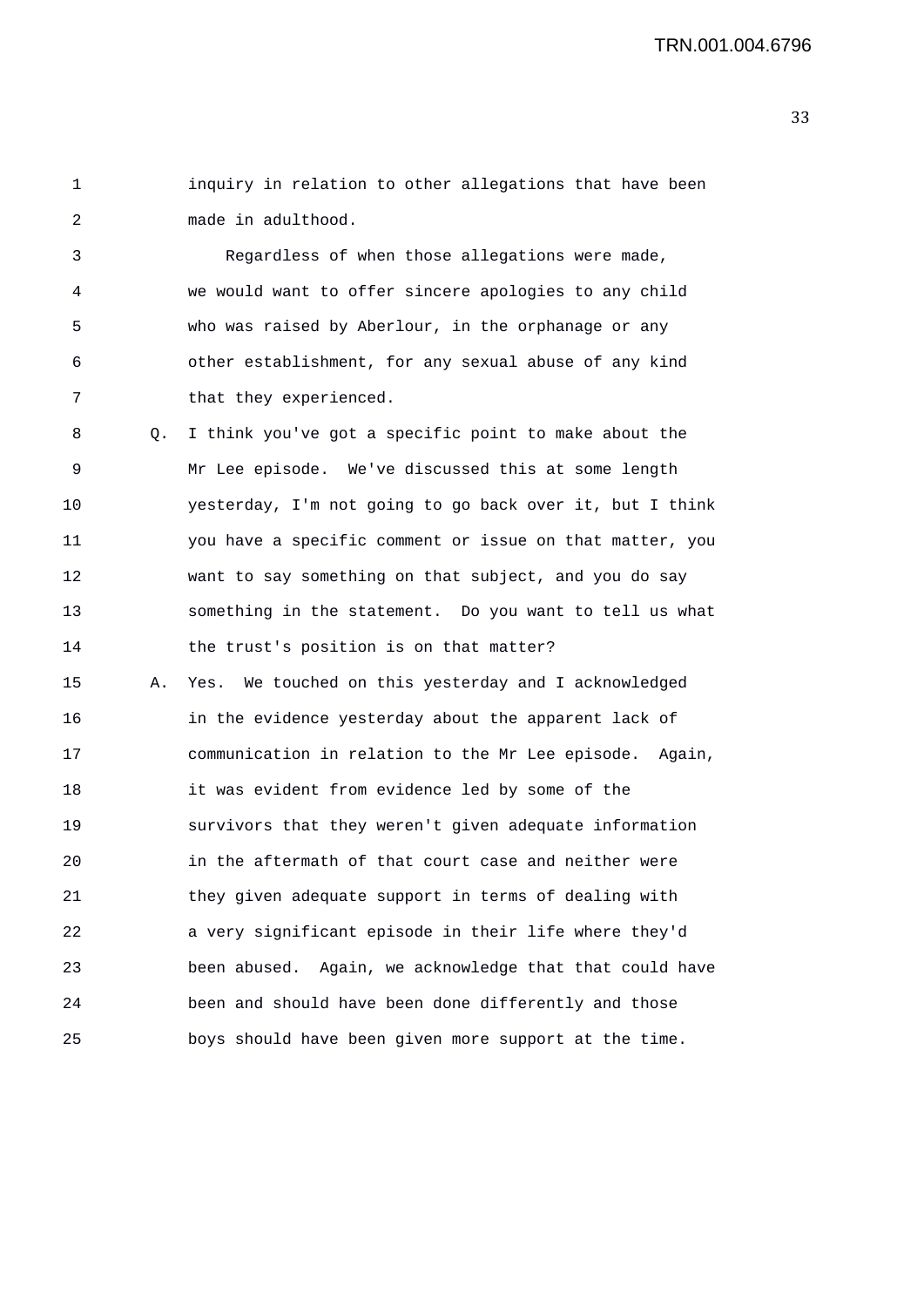inquiry in relation to other allegations that have been made in adulthood.

Regardless of when those allegations were made, we would want to offer sincere apologies to any child who was raised by Aberlour, in the orphanage or any other establishment, for any sexual abuse of any kind that they experienced.

Q. I think you've got a specific point to make about the Mr Lee episode. We've discussed this at some length yesterday, I'm not going to go back over it, but I think you have a specific comment or issue on that matter, you want to say something on that subject, and you do say something in the statement. Do you want to tell us what the trust's position is on that matter?

A. Yes. We touched on this yesterday and I acknowledged in the evidence yesterday about the apparent lack of communication in relation to the Mr Lee episode. Again, it was evident from evidence led by some of the survivors that they weren't given adequate information in the aftermath of that court case and neither were they given adequate support in terms of dealing with a very significant episode in their life where they'd been abused. Again, we acknowledge that that could have been and should have been done differently and those boys should have been given more support at the time.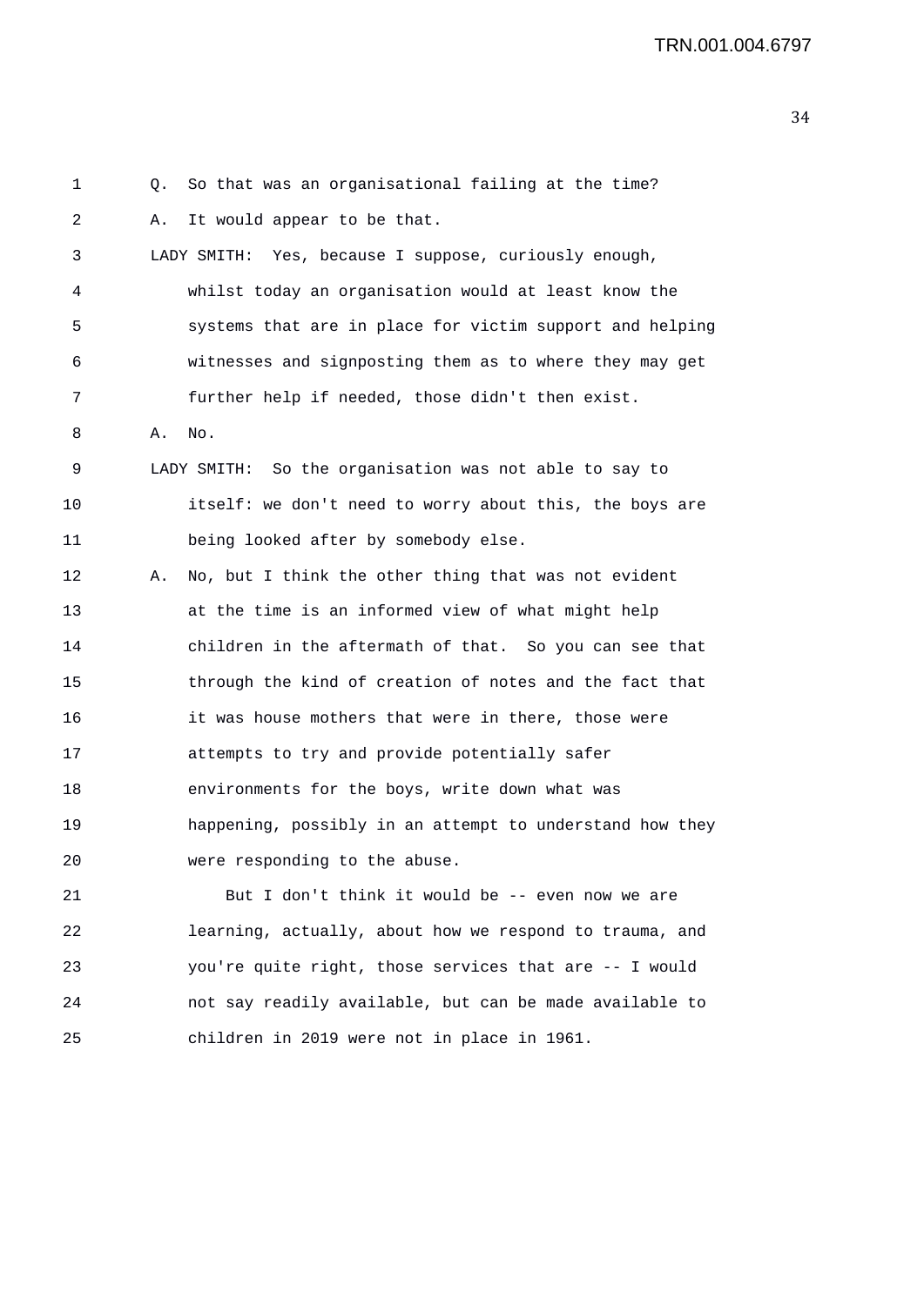Q. So that was an organisational failing at the time?

A. It would appear to be that.

LADY SMITH: Yes, because I suppose, curiously enough, whilst today an organisation would at least know the systems that are in place for victim support and helping witnesses and signposting them as to where they may get further help if needed, those didn't then exist.

A. No.

LADY SMITH: So the organisation was not able to say to itself: we don't need to worry about this, the boys are being looked after by somebody else.

A. No, but I think the other thing that was not evident at the time is an informed view of what might help children in the aftermath of that. So you can see that through the kind of creation of notes and the fact that it was house mothers that were in there, those were attempts to try and provide potentially safer environments for the boys, write down what was happening, possibly in an attempt to understand how they were responding to the abuse.

But I don't think it would be -- even now we are learning, actually, about how we respond to trauma, and you're quite right, those services that are -- I would not say readily available, but can be made available to children in 2019 were not in place in 1961.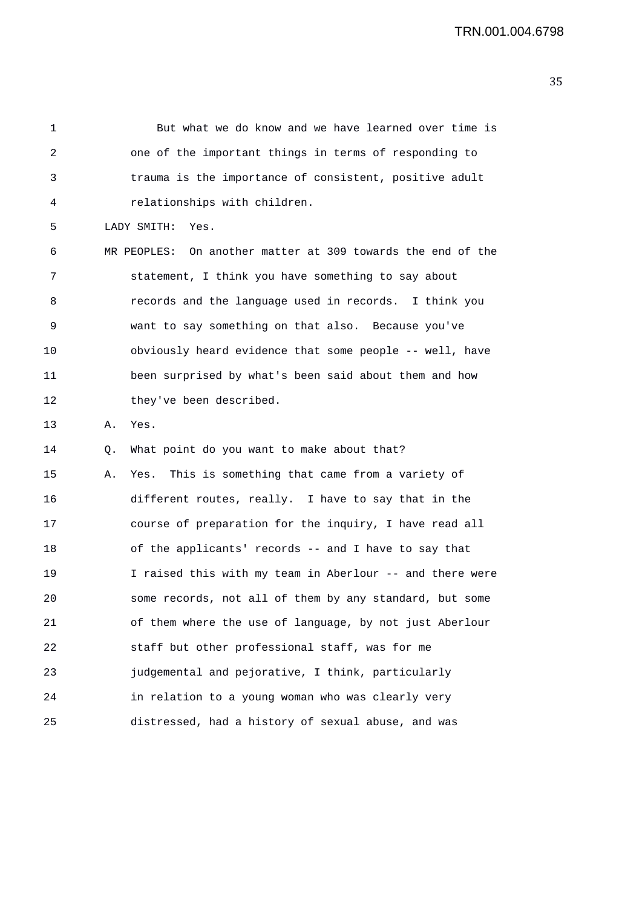But what we do know and we have learned over time is one of the important things in terms of responding to trauma is the importance of consistent, positive adult relationships with children.

LADY SMITH: Yes.

MR PEOPLES: On another matter at 309 towards the end of the statement, I think you have something to say about records and the language used in records. I think you want to say something on that also. Because you've obviously heard evidence that some people -- well, have been surprised by what's been said about them and how they've been described.

A. Yes.

Q. What point do you want to make about that?

A. Yes. This is something that came from a variety of different routes, really. I have to say that in the course of preparation for the inquiry, I have read all of the applicants' records -- and I have to say that I raised this with my team in Aberlour -- and there were some records, not all of them by any standard, but some of them where the use of language, by not just Aberlour staff but other professional staff, was for me judgemental and pejorative, I think, particularly in relation to a young woman who was clearly very distressed, had a history of sexual abuse, and was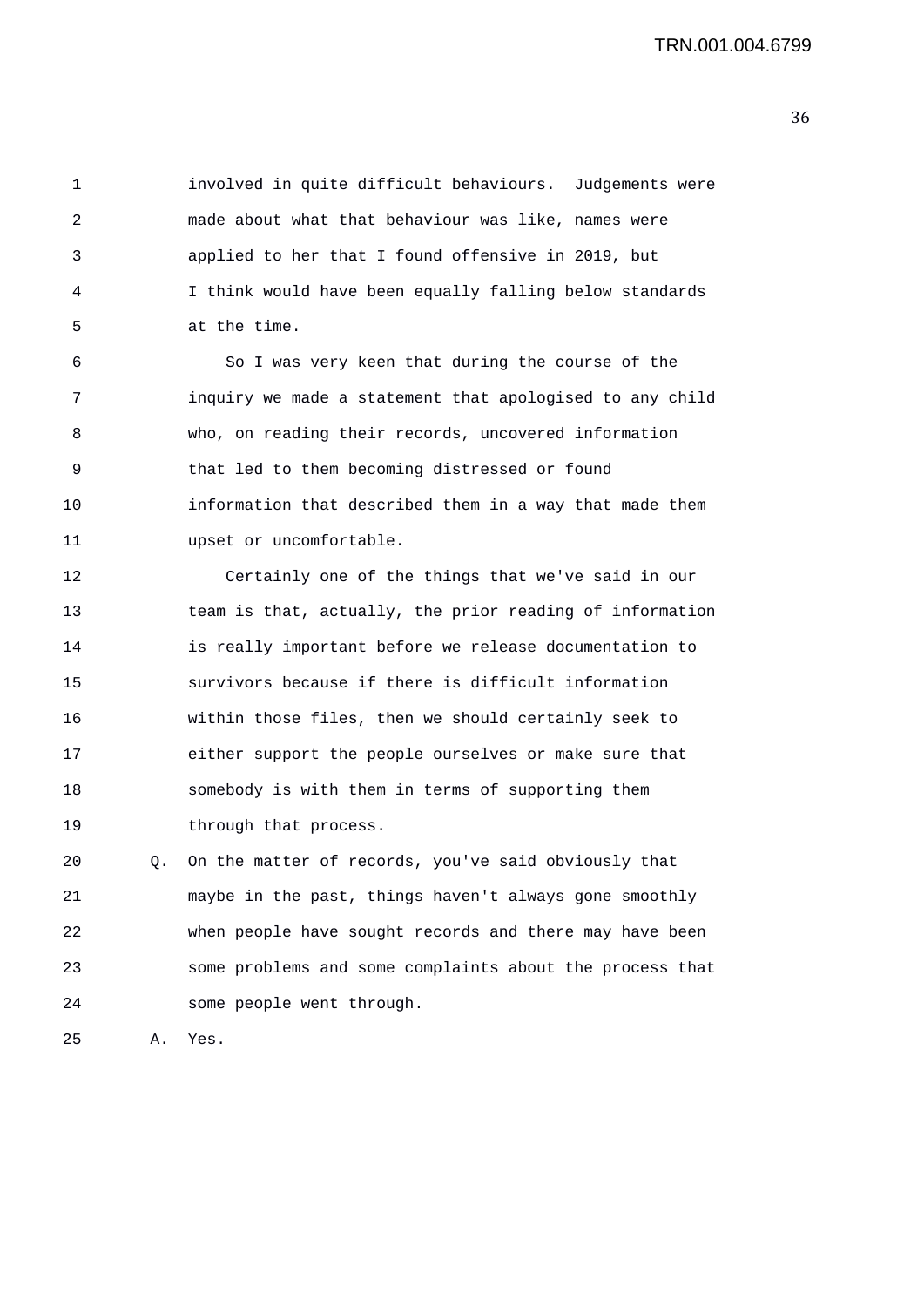involved in quite difficult behaviours. Judgements were made about what that behaviour was like, names were applied to her that I found offensive in 2019, but I think would have been equally falling below standards at the time.

So I was very keen that during the course of the inquiry we made a statement that apologised to any child who, on reading their records, uncovered information that led to them becoming distressed or found information that described them in a way that made them upset or uncomfortable.

Certainly one of the things that we've said in our team is that, actually, the prior reading of information is really important before we release documentation to survivors because if there is difficult information within those files, then we should certainly seek to either support the people ourselves or make sure that somebody is with them in terms of supporting them through that process.

Q. On the matter of records, you've said obviously that maybe in the past, things haven't always gone smoothly when people have sought records and there may have been some problems and some complaints about the process that some people went through.

A. Yes.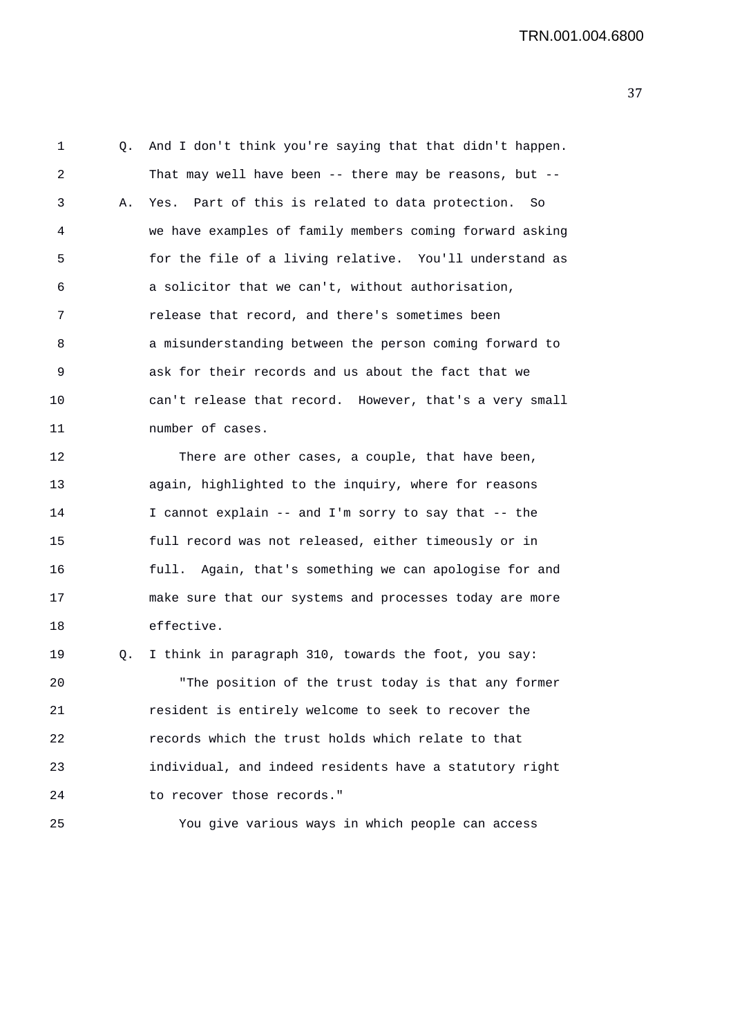Q. And I don't think you're saying that that didn't happen. That may well have been -- there may be reasons, but --

A. Yes. Part of this is related to data protection. So we have examples of family members coming forward asking for the file of a living relative. You'll understand as a solicitor that we can't, without authorisation, release that record, and there's sometimes been a misunderstanding between the person coming forward to ask for their records and us about the fact that we can't release that record. However, that's a very small number of cases.

There are other cases, a couple, that have been, again, highlighted to the inquiry, where for reasons I cannot explain -- and I'm sorry to say that -- the full record was not released, either timeously or in full. Again, that's something we can apologise for and make sure that our systems and processes today are more effective.

Q. I think in paragraph 310, towards the foot, you say:

"The position of the trust today is that any former resident is entirely welcome to seek to recover the records which the trust holds which relate to that individual, and indeed residents have a statutory right to recover those records."

You give various ways in which people can access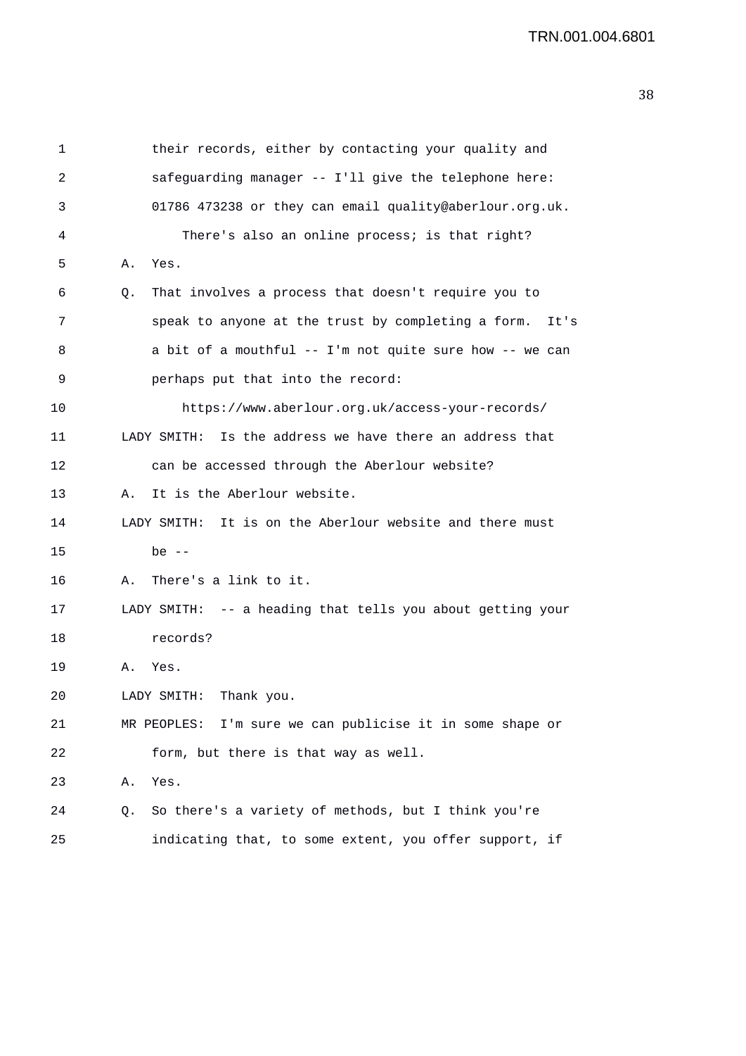1 their records, either by contacting your quality and
2 safeguarding manager -- I'll give the telephone here:
3 01786 473238 or they can email quality@aberlour.org.uk.
4 There's also an online process; is that right?
5 A. Yes.
6 Q. That involves a process that doesn't require you to
7 speak to anyone at the trust by completing a form. It's
8 a bit of a mouthful -- I'm not quite sure how -- we can
9 perhaps put that into the record:
10 https://www.aberlour.org.uk/access-your-records/
11 LADY SMITH: Is the address we have there an address that
12 can be accessed through the Aberlour website?
13 A. It is the Aberlour website.
14 LADY SMITH: It is on the Aberlour website and there must
15 be --
16 A. There's a link to it.
17 LADY SMITH: -- a heading that tells you about getting your
18 records?
19 A. Yes.
20 LADY SMITH: Thank you.
21 MR PEOPLES: I'm sure we can publicise it in some shape or
22 form, but there is that way as well.
23 A. Yes.
24 Q. So there's a variety of methods, but I think you're
25 indicating that, to some extent, you offer support, if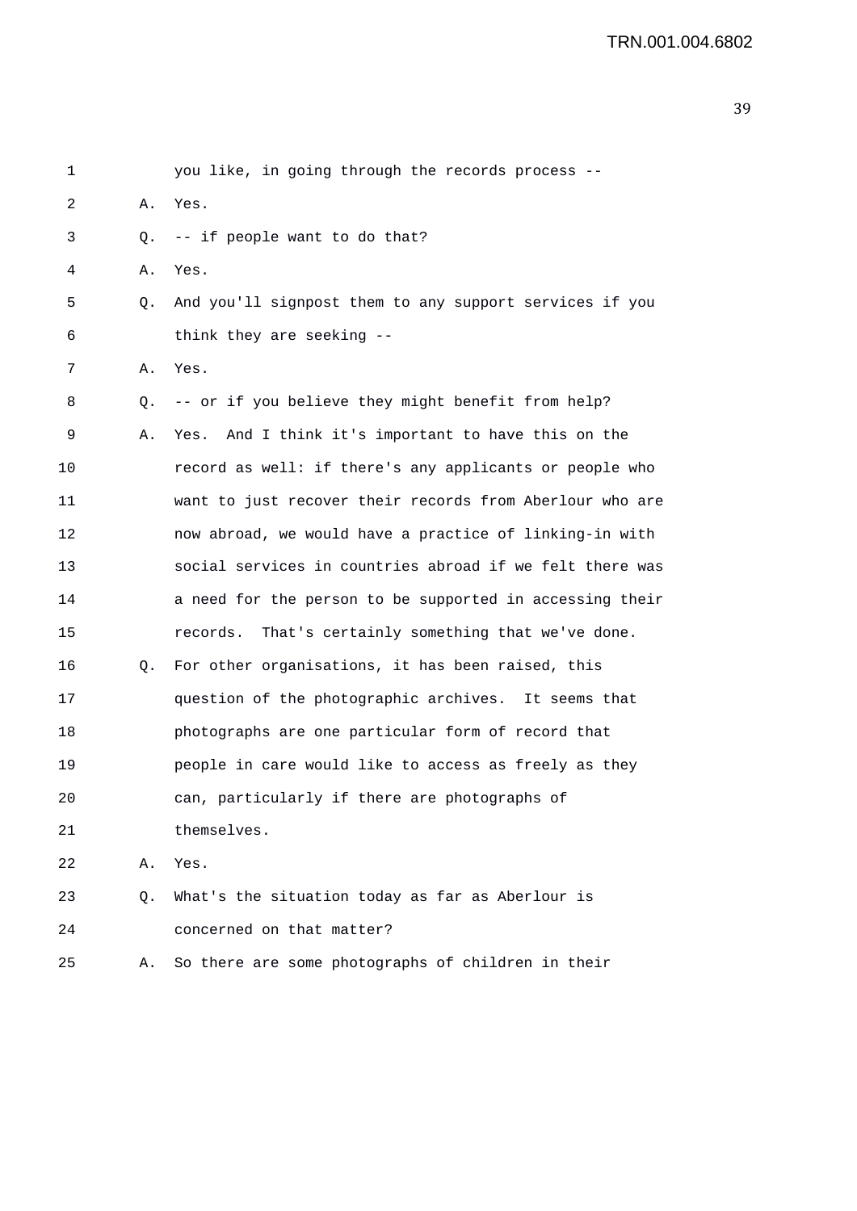1 you like, in going through the records process --

2 A. Yes.

3 Q. -- if people want to do that?

4 A. Yes.

5 Q. And you'll signpost them to any support services if you
6 think they are seeking --

7 A. Yes.

8 Q. -- or if you believe they might benefit from help?

9 A. Yes. And I think it's important to have this on the
10 record as well: if there's any applicants or people who
11 want to just recover their records from Aberlour who are
12 now abroad, we would have a practice of linking-in with
13 social services in countries abroad if we felt there was
14 a need for the person to be supported in accessing their
15 records. That's certainly something that we've done.

16 Q. For other organisations, it has been raised, this
17 question of the photographic archives. It seems that
18 photographs are one particular form of record that
19 people in care would like to access as freely as they
20 can, particularly if there are photographs of
21 themselves.

22 A. Yes.

23 Q. What's the situation today as far as Aberlour is
24 concerned on that matter?

25 A. So there are some photographs of children in their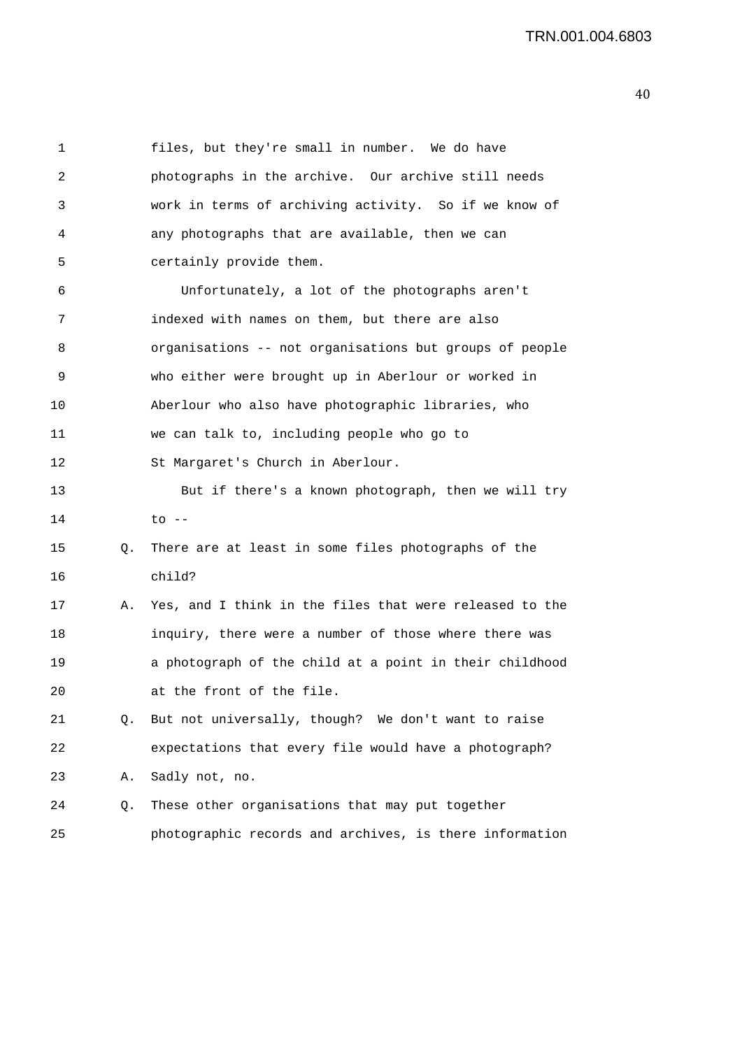files, but they're small in number. We do have photographs in the archive. Our archive still needs work in terms of archiving activity. So if we know of any photographs that are available, then we can certainly provide them.

Unfortunately, a lot of the photographs aren't indexed with names on them, but there are also organisations -- not organisations but groups of people who either were brought up in Aberlour or worked in Aberlour who also have photographic libraries, who we can talk to, including people who go to St Margaret's Church in Aberlour.

But if there's a known photograph, then we will try to --

Q. There are at least in some files photographs of the child?

A. Yes, and I think in the files that were released to the inquiry, there were a number of those where there was a photograph of the child at a point in their childhood at the front of the file.

Q. But not universally, though? We don't want to raise expectations that every file would have a photograph?

A. Sadly not, no.

Q. These other organisations that may put together photographic records and archives, is there information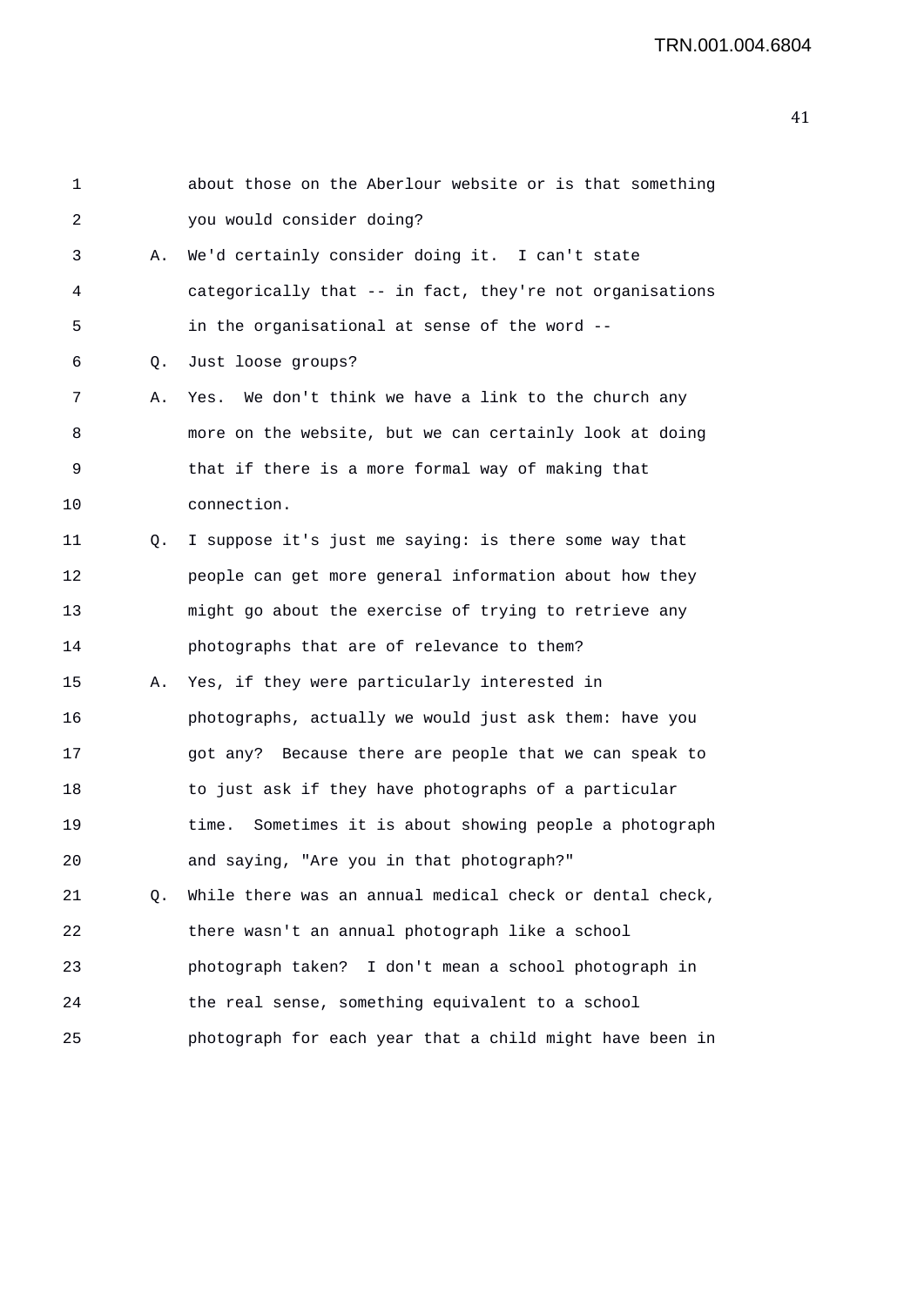1 about those on the Aberlour website or is that something
2 you would consider doing?
3 A. We'd certainly consider doing it. I can't state
4 categorically that -- in fact, they're not organisations
5 in the organisational at sense of the word --
6 Q. Just loose groups?
7 A. Yes. We don't think we have a link to the church any
8 more on the website, but we can certainly look at doing
9 that if there is a more formal way of making that
10 connection.
11 Q. I suppose it's just me saying: is there some way that
12 people can get more general information about how they
13 might go about the exercise of trying to retrieve any
14 photographs that are of relevance to them?
15 A. Yes, if they were particularly interested in
16 photographs, actually we would just ask them: have you
17 got any? Because there are people that we can speak to
18 to just ask if they have photographs of a particular
19 time. Sometimes it is about showing people a photograph
20 and saying, "Are you in that photograph?"
21 Q. While there was an annual medical check or dental check,
22 there wasn't an annual photograph like a school
23 photograph taken? I don't mean a school photograph in
24 the real sense, something equivalent to a school
25 photograph for each year that a child might have been in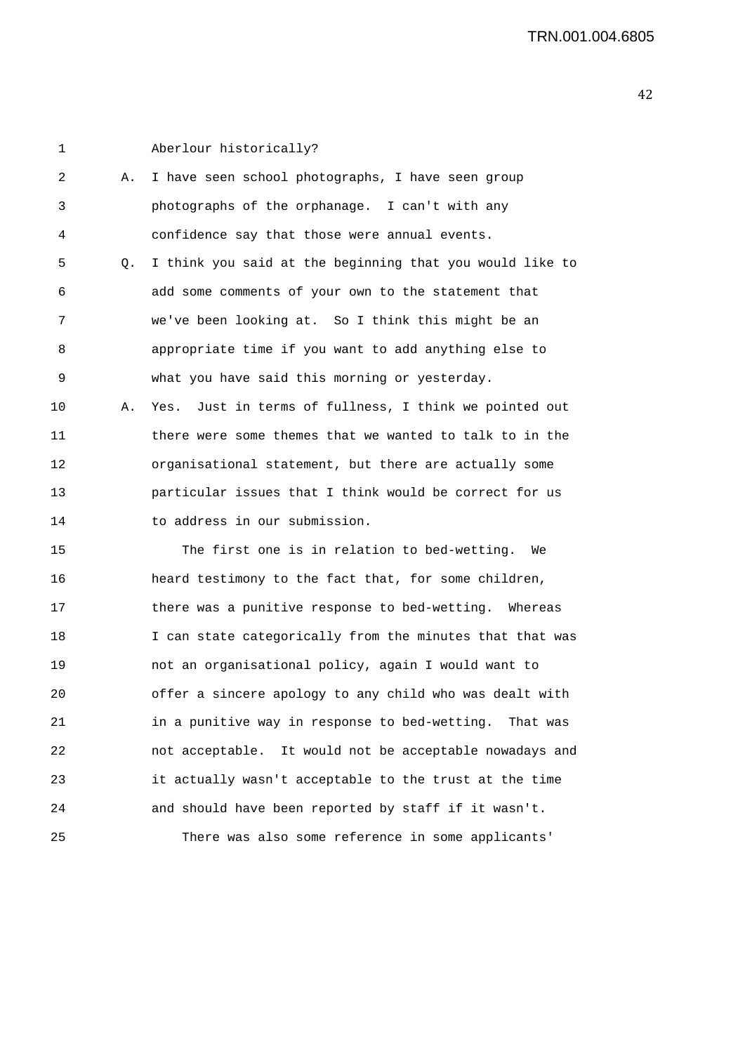Aberlour historically?

A. I have seen school photographs, I have seen group photographs of the orphanage. I can't with any confidence say that those were annual events.

Q. I think you said at the beginning that you would like to add some comments of your own to the statement that we've been looking at. So I think this might be an appropriate time if you want to add anything else to what you have said this morning or yesterday.

A. Yes. Just in terms of fullness, I think we pointed out there were some themes that we wanted to talk to in the organisational statement, but there are actually some particular issues that I think would be correct for us to address in our submission.

The first one is in relation to bed-wetting. We heard testimony to the fact that, for some children, there was a punitive response to bed-wetting. Whereas I can state categorically from the minutes that that was not an organisational policy, again I would want to offer a sincere apology to any child who was dealt with in a punitive way in response to bed-wetting. That was not acceptable. It would not be acceptable nowadays and it actually wasn't acceptable to the trust at the time and should have been reported by staff if it wasn't.

There was also some reference in some applicants'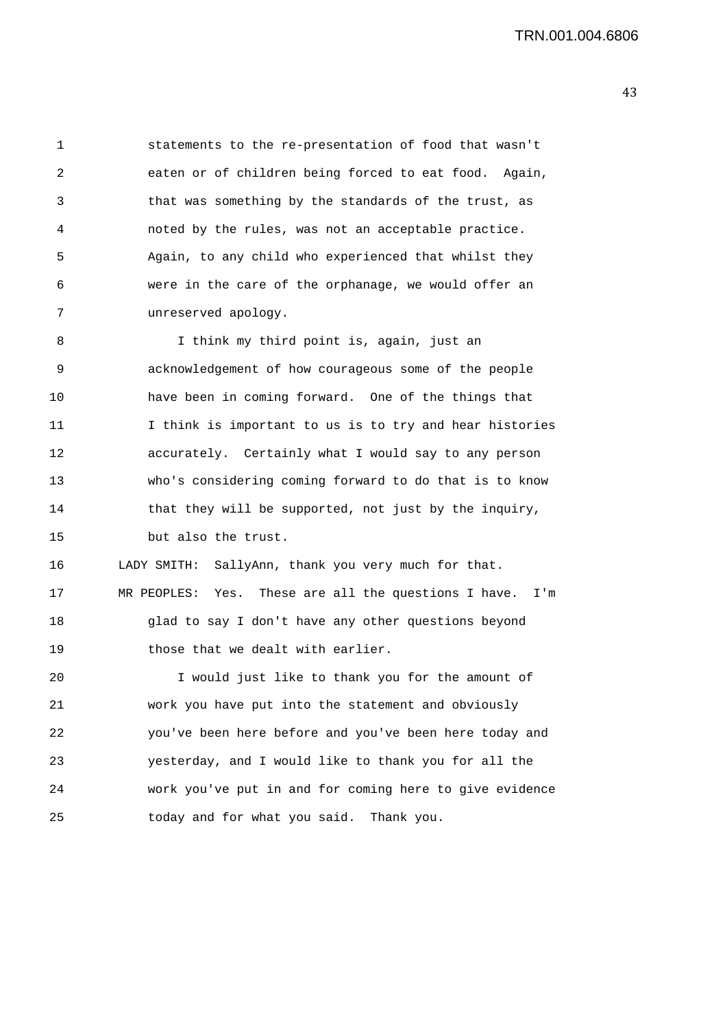statements to the re-presentation of food that wasn't eaten or of children being forced to eat food. Again, that was something by the standards of the trust, as noted by the rules, was not an acceptable practice. Again, to any child who experienced that whilst they were in the care of the orphanage, we would offer an unreserved apology.

I think my third point is, again, just an acknowledgement of how courageous some of the people have been in coming forward. One of the things that I think is important to us is to try and hear histories accurately. Certainly what I would say to any person who's considering coming forward to do that is to know that they will be supported, not just by the inquiry, but also the trust.

LADY SMITH: SallyAnn, thank you very much for that.

MR PEOPLES: Yes. These are all the questions I have. I'm glad to say I don't have any other questions beyond those that we dealt with earlier.

I would just like to thank you for the amount of work you have put into the statement and obviously you've been here before and you've been here today and yesterday, and I would like to thank you for all the work you've put in and for coming here to give evidence today and for what you said. Thank you.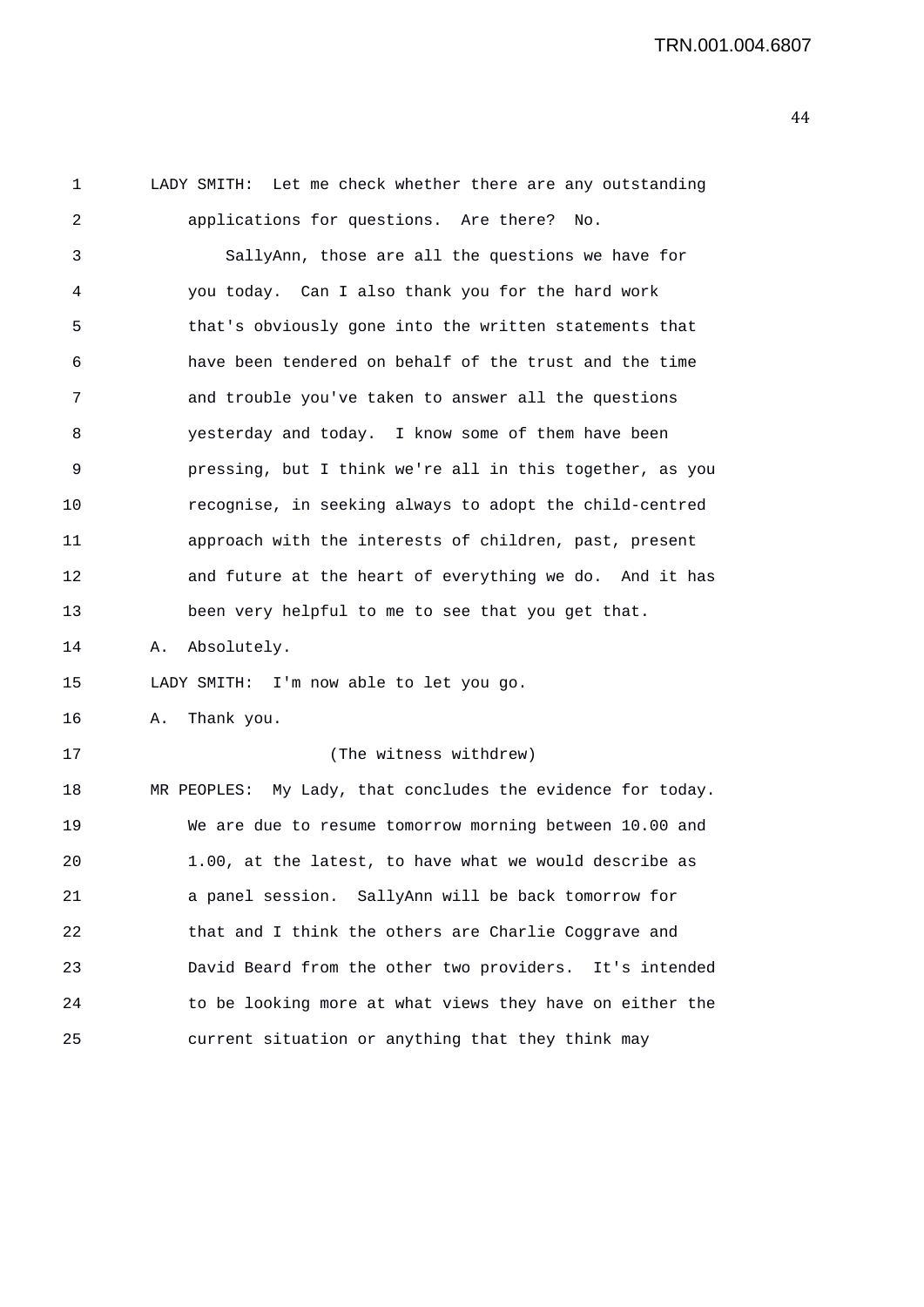LADY SMITH: Let me check whether there are any outstanding applications for questions. Are there? No.

SallyAnn, those are all the questions we have for you today. Can I also thank you for the hard work that's obviously gone into the written statements that have been tendered on behalf of the trust and the time and trouble you've taken to answer all the questions yesterday and today. I know some of them have been pressing, but I think we're all in this together, as you recognise, in seeking always to adopt the child-centred approach with the interests of children, past, present and future at the heart of everything we do. And it has been very helpful to me to see that you get that.

A. Absolutely.

LADY SMITH: I'm now able to let you go.

A. Thank you.

(The witness withdrew)

MR PEOPLES: My Lady, that concludes the evidence for today. We are due to resume tomorrow morning between 10.00 and 1.00, at the latest, to have what we would describe as a panel session. SallyAnn will be back tomorrow for that and I think the others are Charlie Coggrave and David Beard from the other two providers. It's intended to be looking more at what views they have on either the current situation or anything that they think may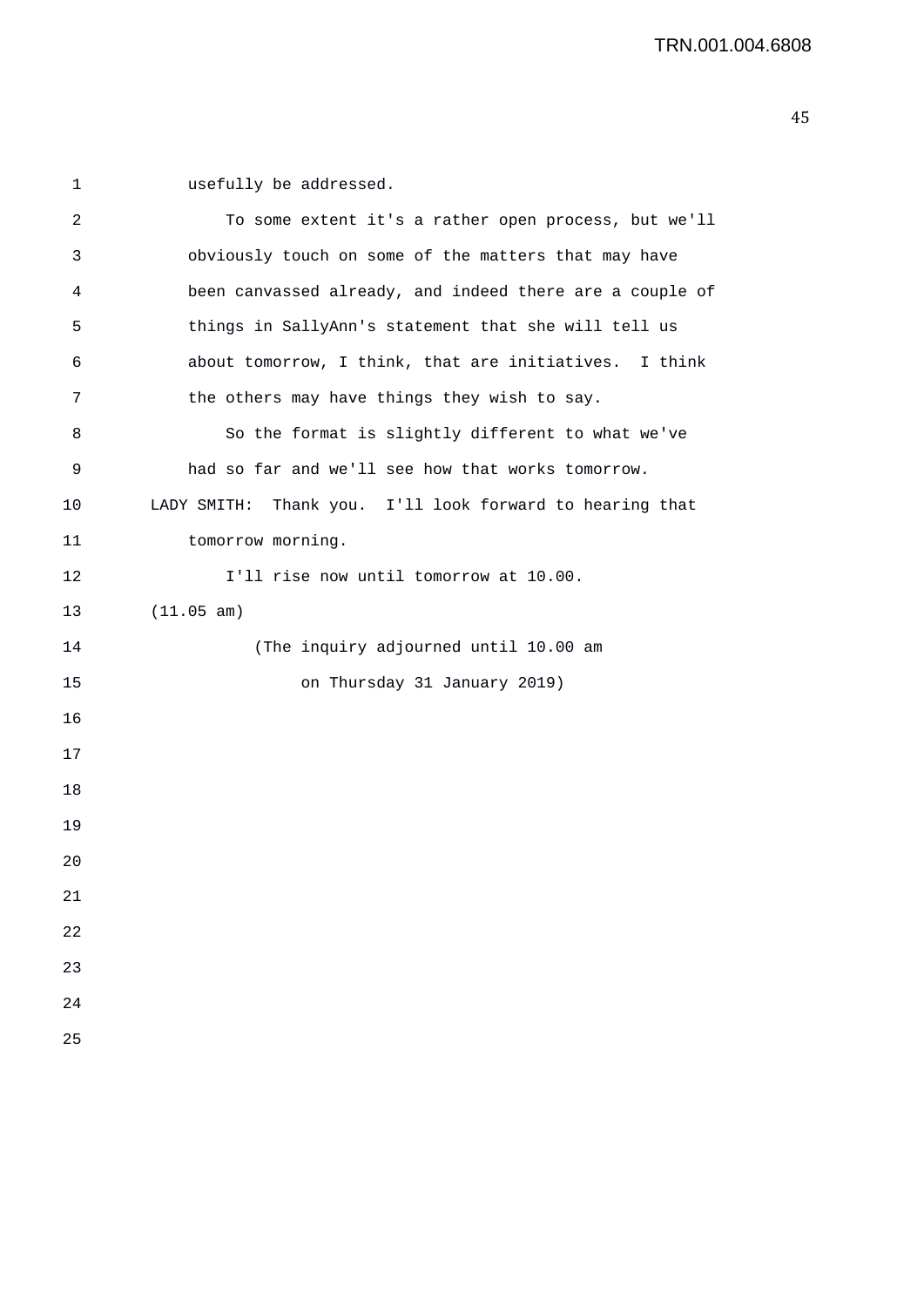usefully be addressed.

To some extent it's a rather open process, but we'll obviously touch on some of the matters that may have been canvassed already, and indeed there are a couple of things in SallyAnn's statement that she will tell us about tomorrow, I think, that are initiatives. I think the others may have things they wish to say.

So the format is slightly different to what we've had so far and we'll see how that works tomorrow.

LADY SMITH: Thank you. I'll look forward to hearing that tomorrow morning.

I'll rise now until tomorrow at 10.00.

(11.05 am)

(The inquiry adjourned until 10.00 am on Thursday 31 January 2019)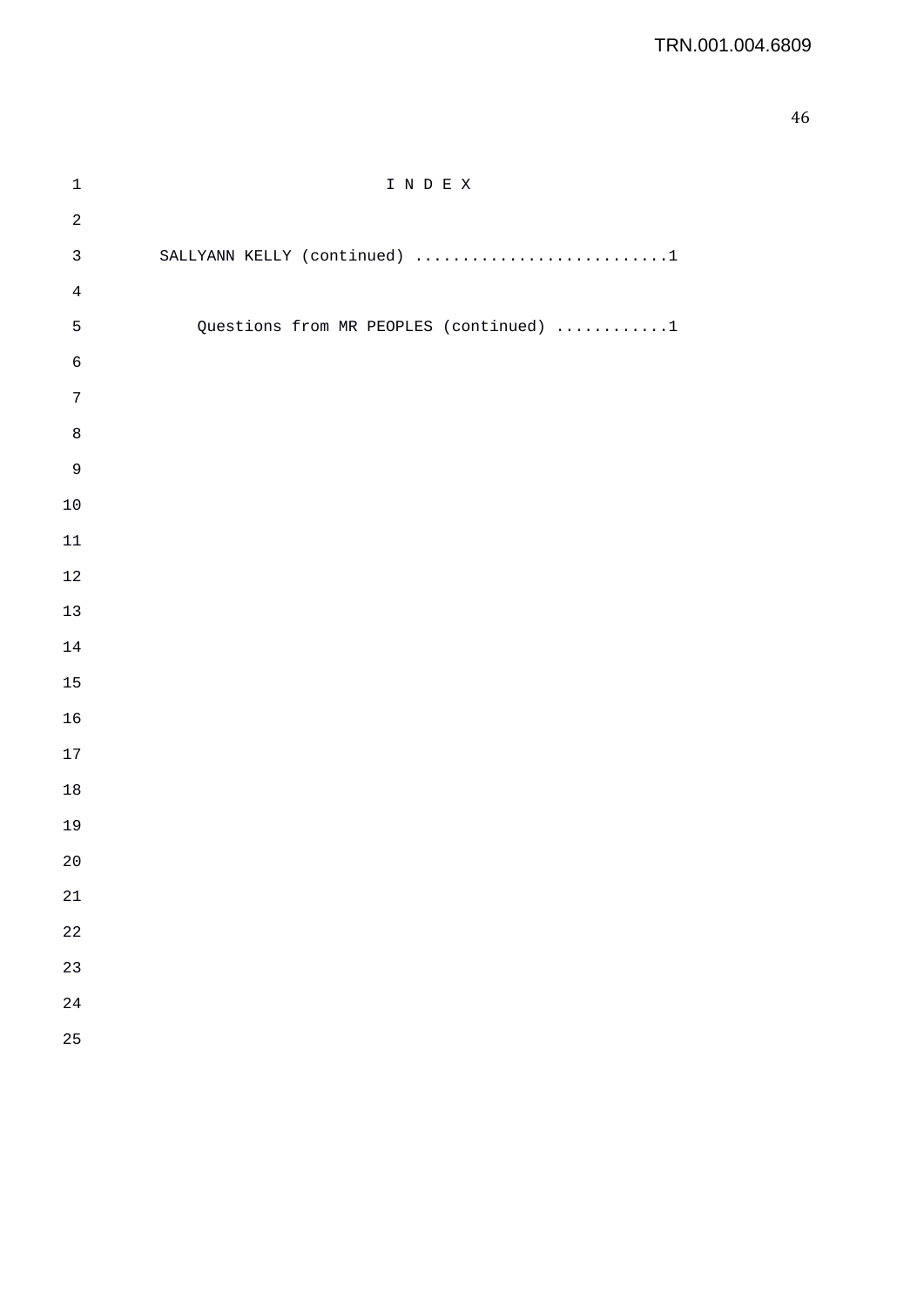# I N D E X

SALLYANN KELLY (continued) ...........................1

Questions from MR PEOPLES (continued) ............1